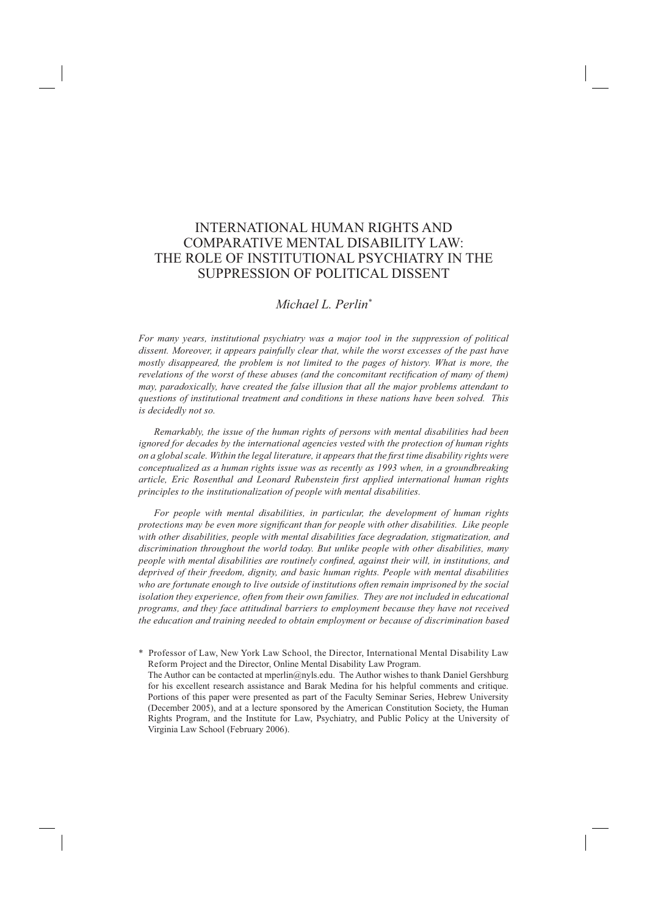# INTERNATIONAL HUMAN RIGHTS AND COMPARATIVE MENTAL DISABILITY LAW: THE ROLE OF INSTITUTIONAL PSYCHIATRY IN THE SUPPRESSION OF POLITICAL DISSENT

*Michael L. Perlin*[*]

*For many years, institutional psychiatry was a major tool in the suppression of political dissent. Moreover, it appears painfully clear that, while the worst excesses of the past have mostly disappeared, the problem is not limited to the pages of history. What is more, the revelations of the worst of these abuses (and the concomitant rectification of many of them) may, paradoxically, have created the false illusion that all the major problems attendant to questions of institutional treatment and conditions in these nations have been solved. This is decidedly not so.*

*Remarkably, the issue of the human rights of persons with mental disabilities had been ignored for decades by the international agencies vested with the protection of human rights on a global scale. Within the legal literature, it appears that the first time disability rights were conceptualized as a human rights issue was as recently as 1993 when, in a groundbreaking article, Eric Rosenthal and Leonard Rubenstein first applied international human rights principles to the institutionalization of people with mental disabilities.*

*For people with mental disabilities, in particular, the development of human rights protections may be even more significant than for people with other disabilities. Like people with other disabilities, people with mental disabilities face degradation, stigmatization, and discrimination throughout the world today. But unlike people with other disabilities, many people with mental disabilities are routinely confined, against their will, in institutions, and deprived of their freedom, dignity, and basic human rights. People with mental disabilities who are fortunate enough to live outside of institutions often remain imprisoned by the social isolation they experience, often from their own families. They are not included in educational programs, and they face attitudinal barriers to employment because they have not received the education and training needed to obtain employment or because of discrimination based*

[*] Professor of Law, New York Law School, the Director, International Mental Disability Law Reform Project and the Director, Online Mental Disability Law Program.
The Author can be contacted at mperlin@nyls.edu. The Author wishes to thank Daniel Gershburg for his excellent research assistance and Barak Medina for his helpful comments and critique. Portions of this paper were presented as part of the Faculty Seminar Series, Hebrew University (December 2005), and at a lecture sponsored by the American Constitution Society, the Human Rights Program, and the Institute for Law, Psychiatry, and Public Policy at the University of Virginia Law School (February 2006).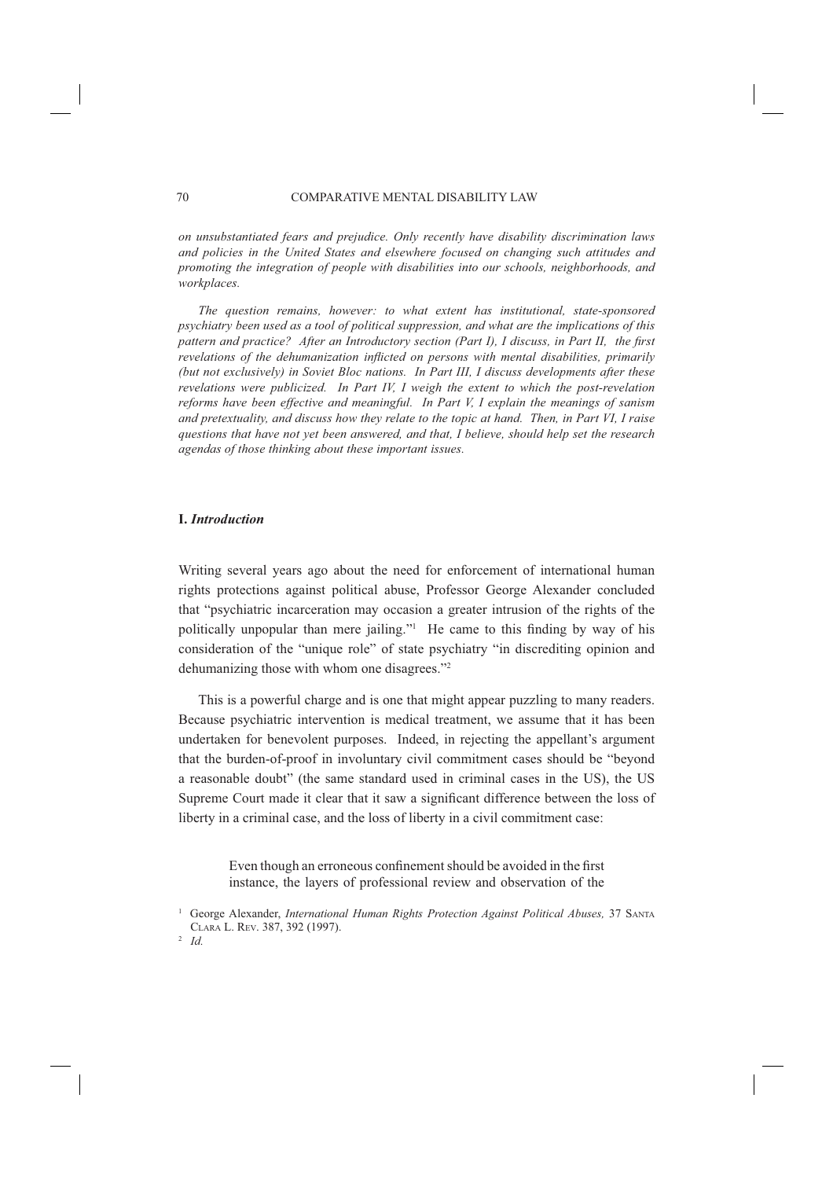*on unsubstantiated fears and prejudice. Only recently have disability discrimination laws and policies in the United States and elsewhere focused on changing such attitudes and promoting the integration of people with disabilities into our schools, neighborhoods, and workplaces.*

*The question remains, however: to what extent has institutional, state-sponsored psychiatry been used as a tool of political suppression, and what are the implications of this pattern and practice? After an Introductory section (Part I), I discuss, in Part II, the first revelations of the dehumanization inflicted on persons with mental disabilities, primarily (but not exclusively) in Soviet Bloc nations. In Part III, I discuss developments after these revelations were publicized. In Part IV, I weigh the extent to which the post-revelation reforms have been effective and meaningful. In Part V, I explain the meanings of sanism and pretextuality, and discuss how they relate to the topic at hand. Then, in Part VI, I raise questions that have not yet been answered, and that, I believe, should help set the research agendas of those thinking about these important issues.*

## I. *Introduction*

Writing several years ago about the need for enforcement of international human rights protections against political abuse, Professor George Alexander concluded that "psychiatric incarceration may occasion a greater intrusion of the rights of the politically unpopular than mere jailing."[1] He came to this finding by way of his consideration of the "unique role" of state psychiatry "in discrediting opinion and dehumanizing those with whom one disagrees."[2]

This is a powerful charge and is one that might appear puzzling to many readers. Because psychiatric intervention is medical treatment, we assume that it has been undertaken for benevolent purposes. Indeed, in rejecting the appellant's argument that the burden-of-proof in involuntary civil commitment cases should be "beyond a reasonable doubt" (the same standard used in criminal cases in the US), the US Supreme Court made it clear that it saw a significant difference between the loss of liberty in a criminal case, and the loss of liberty in a civil commitment case:

> Even though an erroneous confinement should be avoided in the first instance, the layers of professional review and observation of the

[1] George Alexander, *International Human Rights Protection Against Political Abuses,* 37 Santa Clara L. Rev. 387, 392 (1997).

[2] *Id.*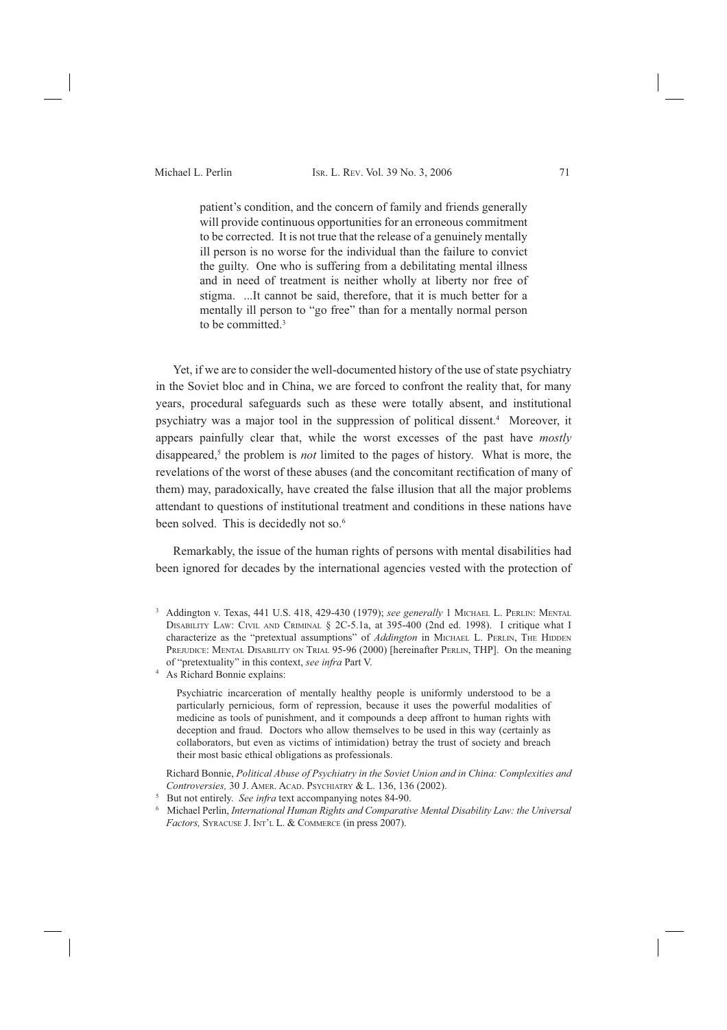> patient's condition, and the concern of family and friends generally will provide continuous opportunities for an erroneous commitment to be corrected. It is not true that the release of a genuinely mentally ill person is no worse for the individual than the failure to convict the guilty. One who is suffering from a debilitating mental illness and in need of treatment is neither wholly at liberty nor free of stigma. ...It cannot be said, therefore, that it is much better for a mentally ill person to "go free" than for a mentally normal person to be committed.[3]

Yet, if we are to consider the well-documented history of the use of state psychiatry in the Soviet bloc and in China, we are forced to confront the reality that, for many years, procedural safeguards such as these were totally absent, and institutional psychiatry was a major tool in the suppression of political dissent.[4] Moreover, it appears painfully clear that, while the worst excesses of the past have *mostly* disappeared,[5] the problem is *not* limited to the pages of history. What is more, the revelations of the worst of these abuses (and the concomitant rectification of many of them) may, paradoxically, have created the false illusion that all the major problems attendant to questions of institutional treatment and conditions in these nations have been solved. This is decidedly not so.[6]

Remarkably, the issue of the human rights of persons with mental disabilities had been ignored for decades by the international agencies vested with the protection of

---

[3] Addington v. Texas, 441 U.S. 418, 429-430 (1979); *see generally* 1 Michael L. Perlin: Mental Disability Law: Civil and Criminal § 2C-5.1a, at 395-400 (2nd ed. 1998). I critique what I characterize as the "pretextual assumptions" of *Addington* in Michael L. Perlin, The Hidden Prejudice: Mental Disability on Trial 95-96 (2000) [hereinafter Perlin, THP]. On the meaning of "pretextuality" in this context, *see infra* Part V.

[4] As Richard Bonnie explains:

> Psychiatric incarceration of mentally healthy people is uniformly understood to be a particularly pernicious, form of repression, because it uses the powerful modalities of medicine as tools of punishment, and it compounds a deep affront to human rights with deception and fraud. Doctors who allow themselves to be used in this way (certainly as collaborators, but even as victims of intimidation) betray the trust of society and breach their most basic ethical obligations as professionals.

Richard Bonnie, *Political Abuse of Psychiatry in the Soviet Union and in China: Complexities and Controversies,* 30 J. Amer. Acad. Psychiatry & L. 136, 136 (2002).

[5] But not entirely. *See infra* text accompanying notes 84-90.

[6] Michael Perlin, *International Human Rights and Comparative Mental Disability Law: the Universal Factors,* Syracuse J. Int'l L. & Commerce (in press 2007).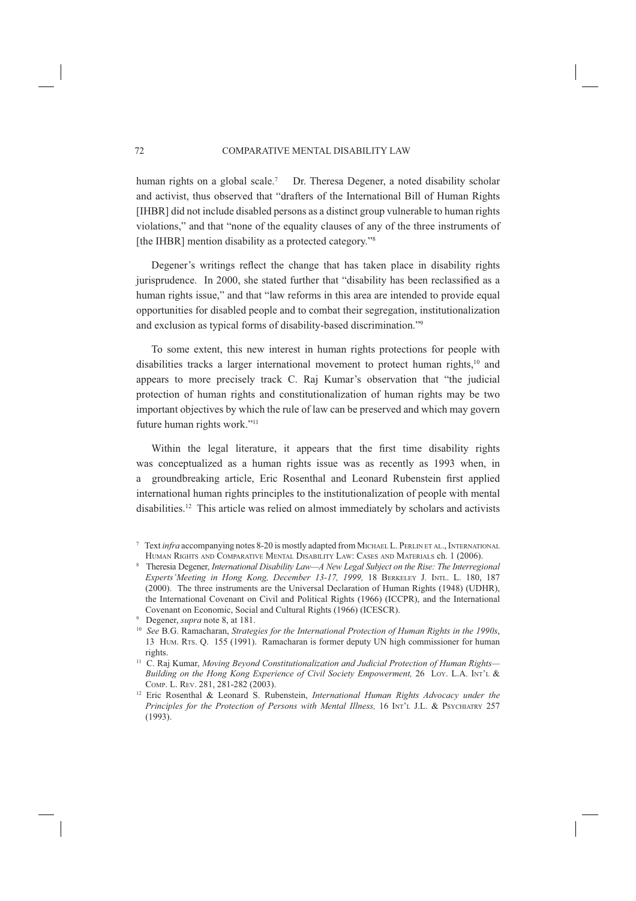human rights on a global scale.[7] Dr. Theresa Degener, a noted disability scholar and activist, thus observed that "drafters of the International Bill of Human Rights [IHBR] did not include disabled persons as a distinct group vulnerable to human rights violations," and that "none of the equality clauses of any of the three instruments of [the IHBR] mention disability as a protected category."[8]

Degener's writings reflect the change that has taken place in disability rights jurisprudence. In 2000, she stated further that "disability has been reclassified as a human rights issue," and that "law reforms in this area are intended to provide equal opportunities for disabled people and to combat their segregation, institutionalization and exclusion as typical forms of disability-based discrimination."[9]

To some extent, this new interest in human rights protections for people with disabilities tracks a larger international movement to protect human rights,[10] and appears to more precisely track C. Raj Kumar's observation that "the judicial protection of human rights and constitutionalization of human rights may be two important objectives by which the rule of law can be preserved and which may govern future human rights work."[11]

Within the legal literature, it appears that the first time disability rights was conceptualized as a human rights issue was as recently as 1993 when, in a groundbreaking article, Eric Rosenthal and Leonard Rubenstein first applied international human rights principles to the institutionalization of people with mental disabilities.[12] This article was relied on almost immediately by scholars and activists

---

[7] Text *infra* accompanying notes 8-20 is mostly adapted from Michael L. Perlin et al., International Human Rights and Comparative Mental Disability Law: Cases and Materials ch. 1 (2006).

[8] Theresia Degener, *International Disability Law—A New Legal Subject on the Rise: The Interregional Experts' Meeting in Hong Kong, December 13-17, 1999,* 18 Berkeley J. Intl. L. 180, 187 (2000). The three instruments are the Universal Declaration of Human Rights (1948) (UDHR), the International Covenant on Civil and Political Rights (1966) (ICCPR), and the International Covenant on Economic, Social and Cultural Rights (1966) (ICESCR).

[9] Degener, *supra* note 8, at 181.

[10] *See* B.G. Ramacharan, *Strategies for the International Protection of Human Rights in the 1990s*, 13 Hum. Rts. Q. 155 (1991). Ramacharan is former deputy UN high commissioner for human rights.

[11] C. Raj Kumar, *Moving Beyond Constitutionalization and Judicial Protection of Human Rights—Building on the Hong Kong Experience of Civil Society Empowerment,* 26 Loy. L.A. Int'l & Comp. L. Rev. 281, 281-282 (2003).

[12] Eric Rosenthal & Leonard S. Rubenstein, *International Human Rights Advocacy under the Principles for the Protection of Persons with Mental Illness,* 16 Int'l J.L. & Psychiatry 257 (1993).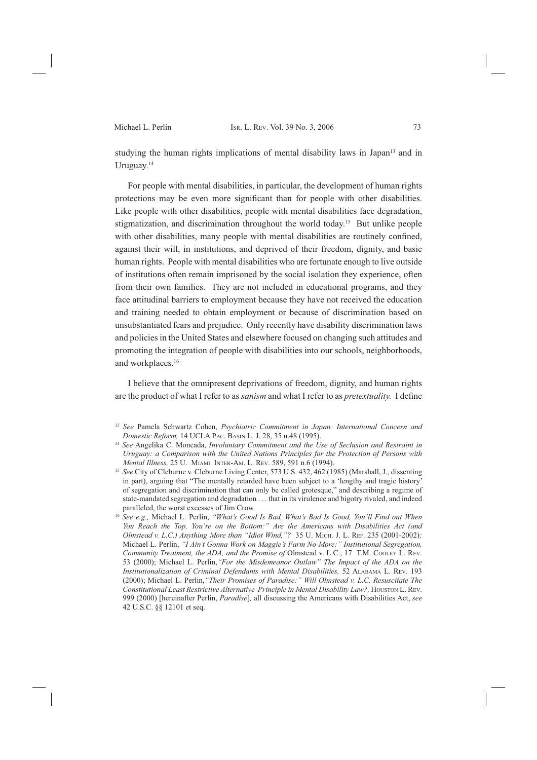studying the human rights implications of mental disability laws in Japan[13] and in Uruguay.[14]

For people with mental disabilities, in particular, the development of human rights protections may be even more significant than for people with other disabilities. Like people with other disabilities, people with mental disabilities face degradation, stigmatization, and discrimination throughout the world today.[15] But unlike people with other disabilities, many people with mental disabilities are routinely confined, against their will, in institutions, and deprived of their freedom, dignity, and basic human rights. People with mental disabilities who are fortunate enough to live outside of institutions often remain imprisoned by the social isolation they experience, often from their own families. They are not included in educational programs, and they face attitudinal barriers to employment because they have not received the education and training needed to obtain employment or because of discrimination based on unsubstantiated fears and prejudice. Only recently have disability discrimination laws and policies in the United States and elsewhere focused on changing such attitudes and promoting the integration of people with disabilities into our schools, neighborhoods, and workplaces.[16]

I believe that the omnipresent deprivations of freedom, dignity, and human rights are the product of what I refer to as *sanism* and what I refer to as *pretextuality.* I define

---

[13] *See* Pamela Schwartz Cohen, *Psychiatric Commitment in Japan: International Concern and Domestic Reform,* 14 UCLA Pac. Basin L. J. 28, 35 n.48 (1995).

[14] *See* Angelika C. Moncada, *Involuntary Commitment and the Use of Seclusion and Restraint in Uruguay: a Comparison with the United Nations Principles for the Protection of Persons with Mental Illness,* 25 U. Miami Inter-Am. L. Rev. 589, 591 n.6 (1994).

[15] *See* City of Cleburne v. Cleburne Living Center, 573 U.S. 432, 462 (1985) (Marshall, J., dissenting in part), arguing that "The mentally retarded have been subject to a 'lengthy and tragic history' of segregation and discrimination that can only be called grotesque," and describing a regime of state-mandated segregation and degradation . . . that in its virulence and bigotry rivaled, and indeed paralleled, the worst excesses of Jim Crow.

[16] *See e.g.,* Michael L. Perlin, *"What's Good Is Bad, What's Bad Is Good, You'll Find out When You Reach the Top, You're on the Bottom:" Are the Americans with Disabilities Act (and Olmstead v. L.C.) Anything More than "Idiot Wind,"?* 35 U. Mich. J. L. Ref. 235 (2001-2002)*;* Michael L. Perlin, *"I Ain't Gonna Work on Maggie's Farm No More:" Institutional Segregation, Community Treatment, the ADA, and the Promise of* Olmstead v. L.C., 17 T.M. Cooley L. Rev. 53 (2000); Michael L. Perlin, *"For the Misdemeanor Outlaw" The Impact of the ADA on the Institutionalization of Criminal Defendants with Mental Disabilities,* 52 Alabama L. Rev. 193 (2000); Michael L. Perlin, *"Their Promises of Paradise:" Will Olmstead v. L.C. Resuscitate The Constitutional Least Restrictive Alternative Principle in Mental Disability Law?,* Houston L. Rev. 999 (2000) [hereinafter Perlin, *Paradise*]*,* all discussing the Americans with Disabilities Act, *see* 42 U.S.C. §§ 12101 et seq.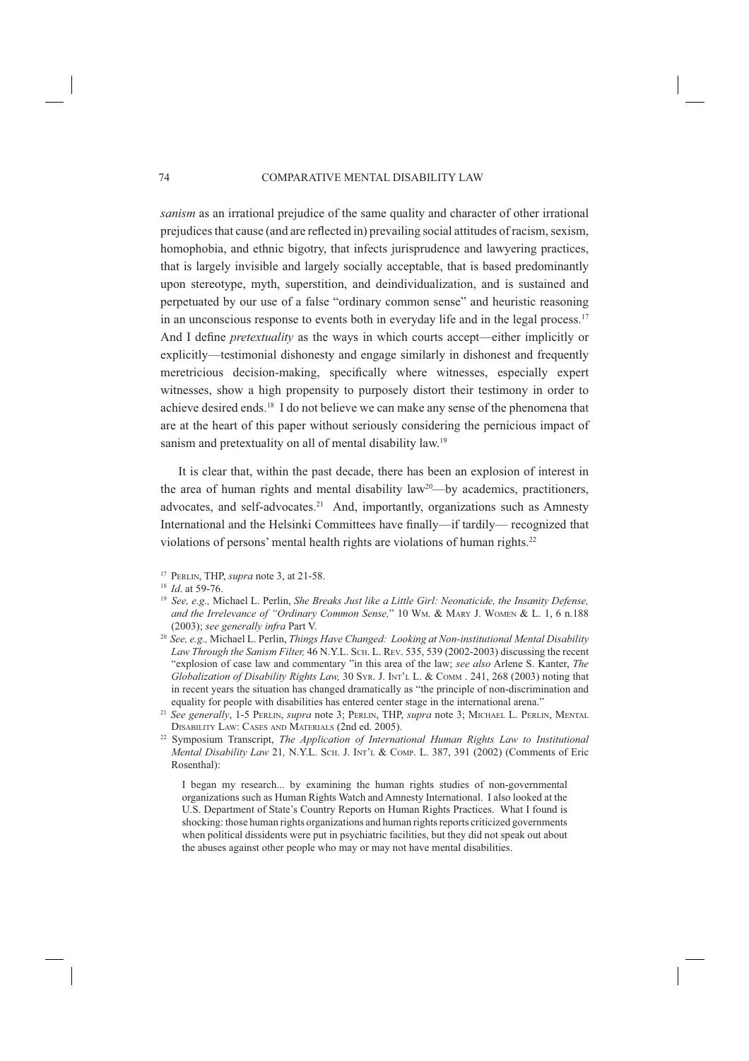*sanism* as an irrational prejudice of the same quality and character of other irrational prejudices that cause (and are reflected in) prevailing social attitudes of racism, sexism, homophobia, and ethnic bigotry, that infects jurisprudence and lawyering practices, that is largely invisible and largely socially acceptable, that is based predominantly upon stereotype, myth, superstition, and deindividualization, and is sustained and perpetuated by our use of a false "ordinary common sense" and heuristic reasoning in an unconscious response to events both in everyday life and in the legal process.[17] And I define *pretextuality* as the ways in which courts accept—either implicitly or explicitly—testimonial dishonesty and engage similarly in dishonest and frequently meretricious decision-making, specifically where witnesses, especially expert witnesses, show a high propensity to purposely distort their testimony in order to achieve desired ends.[18] I do not believe we can make any sense of the phenomena that are at the heart of this paper without seriously considering the pernicious impact of sanism and pretextuality on all of mental disability law.[19]

It is clear that, within the past decade, there has been an explosion of interest in the area of human rights and mental disability law[20]—by academics, practitioners, advocates, and self-advocates.[21] And, importantly, organizations such as Amnesty International and the Helsinki Committees have finally—if tardily— recognized that violations of persons' mental health rights are violations of human rights.[22]

[17] PERLIN, THP, *supra* note 3, at 21-58.

[18] *Id*. at 59-76.

[19] *See, e.g.,* Michael L. Perlin, *She Breaks Just like a Little Girl: Neonaticide, the Insanity Defense, and the Irrelevance of "Ordinary Common Sense,*" 10 WM. & MARY J. WOMEN & L. 1, 6 n.188 (2003); *see generally infra* Part V.

[20] *See, e.g.,* Michael L. Perlin, *Things Have Changed: Looking at Non-institutional Mental Disability Law Through the Sanism Filter,* 46 N.Y.L. SCH. L. REV. 535, 539 (2002-2003) discussing the recent "explosion of case law and commentary "in this area of the law; *see also* Arlene S. Kanter, *The Globalization of Disability Rights Law,* 30 SYR. J. INT'L L. & COMM . 241, 268 (2003) noting that in recent years the situation has changed dramatically as "the principle of non-discrimination and equality for people with disabilities has entered center stage in the international arena."

[21] *See generally*, 1-5 PERLIN, *supra* note 3; PERLIN, THP, *supra* note 3; MICHAEL L. PERLIN, MENTAL DISABILITY LAW: CASES AND MATERIALS (2nd ed. 2005).

[22] Symposium Transcript, *The Application of International Human Rights Law to Institutional Mental Disability Law* 21*,* N.Y.L. SCH. J. INT'L & COMP. L. 387, 391 (2002) (Comments of Eric Rosenthal):

> I began my research... by examining the human rights studies of non-governmental organizations such as Human Rights Watch and Amnesty International. I also looked at the U.S. Department of State's Country Reports on Human Rights Practices. What I found is shocking: those human rights organizations and human rights reports criticized governments when political dissidents were put in psychiatric facilities, but they did not speak out about the abuses against other people who may or may not have mental disabilities.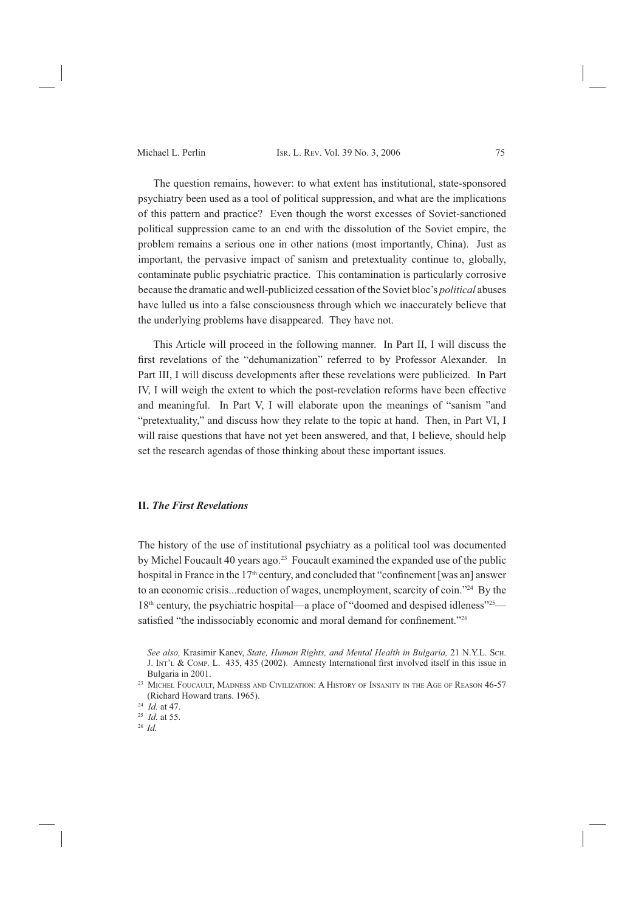The question remains, however: to what extent has institutional, state-sponsored psychiatry been used as a tool of political suppression, and what are the implications of this pattern and practice? Even though the worst excesses of Soviet-sanctioned political suppression came to an end with the dissolution of the Soviet empire, the problem remains a serious one in other nations (most importantly, China). Just as important, the pervasive impact of sanism and pretextuality continue to, globally, contaminate public psychiatric practice. This contamination is particularly corrosive because the dramatic and well-publicized cessation of the Soviet bloc's *political* abuses have lulled us into a false consciousness through which we inaccurately believe that the underlying problems have disappeared. They have not.

This Article will proceed in the following manner. In Part II, I will discuss the first revelations of the "dehumanization" referred to by Professor Alexander. In Part III, I will discuss developments after these revelations were publicized. In Part IV, I will weigh the extent to which the post-revelation reforms have been effective and meaningful. In Part V, I will elaborate upon the meanings of "sanism "and "pretextuality," and discuss how they relate to the topic at hand. Then, in Part VI, I will raise questions that have not yet been answered, and that, I believe, should help set the research agendas of those thinking about these important issues.

## II. *The First Revelations*

The history of the use of institutional psychiatry as a political tool was documented by Michel Foucault 40 years ago.[23] Foucault examined the expanded use of the public hospital in France in the 17th century, and concluded that "confinement [was an] answer to an economic crisis...reduction of wages, unemployment, scarcity of coin."[24] By the 18th century, the psychiatric hospital—a place of "doomed and despised idleness"[25]—satisfied "the indissociably economic and moral demand for confinement."[26]

*See also,* Krasimir Kanev, *State, Human Rights, and Mental Health in Bulgaria,* 21 N.Y.L. Sch. J. Int'l & Comp. L. 435, 435 (2002). Amnesty International first involved itself in this issue in Bulgaria in 2001.

[23] Michel Foucault, Madness and Civilization: A History of Insanity in the Age of Reason 46-57 (Richard Howard trans. 1965).

[24] *Id.* at 47.

[25] *Id.* at 55.

[26] *Id.*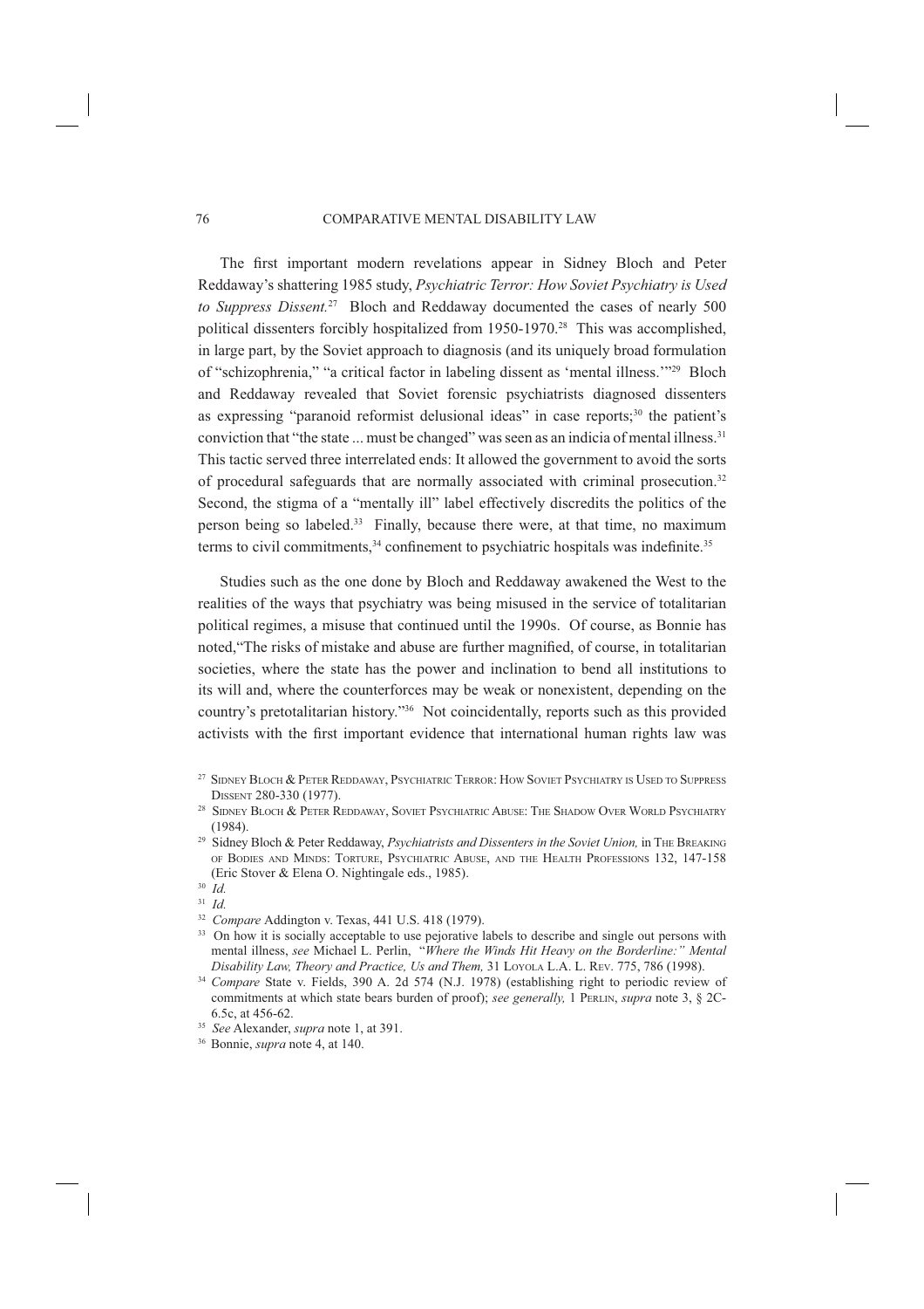The first important modern revelations appear in Sidney Bloch and Peter Reddaway's shattering 1985 study, *Psychiatric Terror: How Soviet Psychiatry is Used to Suppress Dissent.*[27] Bloch and Reddaway documented the cases of nearly 500 political dissenters forcibly hospitalized from 1950-1970.[28] This was accomplished, in large part, by the Soviet approach to diagnosis (and its uniquely broad formulation of "schizophrenia," "a critical factor in labeling dissent as 'mental illness.'"[29] Bloch and Reddaway revealed that Soviet forensic psychiatrists diagnosed dissenters as expressing "paranoid reformist delusional ideas" in case reports;[30] the patient's conviction that "the state ... must be changed" was seen as an indicia of mental illness.[31] This tactic served three interrelated ends: It allowed the government to avoid the sorts of procedural safeguards that are normally associated with criminal prosecution.[32] Second, the stigma of a "mentally ill" label effectively discredits the politics of the person being so labeled.[33] Finally, because there were, at that time, no maximum terms to civil commitments,[34] confinement to psychiatric hospitals was indefinite.[35]

Studies such as the one done by Bloch and Reddaway awakened the West to the realities of the ways that psychiatry was being misused in the service of totalitarian political regimes, a misuse that continued until the 1990s. Of course, as Bonnie has noted,"The risks of mistake and abuse are further magnified, of course, in totalitarian societies, where the state has the power and inclination to bend all institutions to its will and, where the counterforces may be weak or nonexistent, depending on the country's pretotalitarian history."[36] Not coincidentally, reports such as this provided activists with the first important evidence that international human rights law was

---

[27] Sidney Bloch & Peter Reddaway, Psychiatric Terror: How Soviet Psychiatry is Used to Suppress Dissent 280-330 (1977).

[28] Sidney Bloch & Peter Reddaway, Soviet Psychiatric Abuse: The Shadow Over World Psychiatry (1984).

[29] Sidney Bloch & Peter Reddaway, *Psychiatrists and Dissenters in the Soviet Union,* in The Breaking of Bodies and Minds: Torture, Psychiatric Abuse, and the Health Professions 132, 147-158 (Eric Stover & Elena O. Nightingale eds., 1985).

[30] *Id.*

[31] *Id.*

[32] *Compare* Addington v. Texas, 441 U.S. 418 (1979).

[33] On how it is socially acceptable to use pejorative labels to describe and single out persons with mental illness, *see* Michael L. Perlin, "*Where the Winds Hit Heavy on the Borderline:" Mental Disability Law, Theory and Practice, Us and Them,* 31 Loyola L.A. L. Rev. 775, 786 (1998).

[34] *Compare* State v. Fields, 390 A. 2d 574 (N.J. 1978) (establishing right to periodic review of commitments at which state bears burden of proof); *see generally,* 1 Perlin, *supra* note 3, § 2C-6.5c, at 456-62.

[35] *See* Alexander, *supra* note 1, at 391.

[36] Bonnie, *supra* note 4, at 140.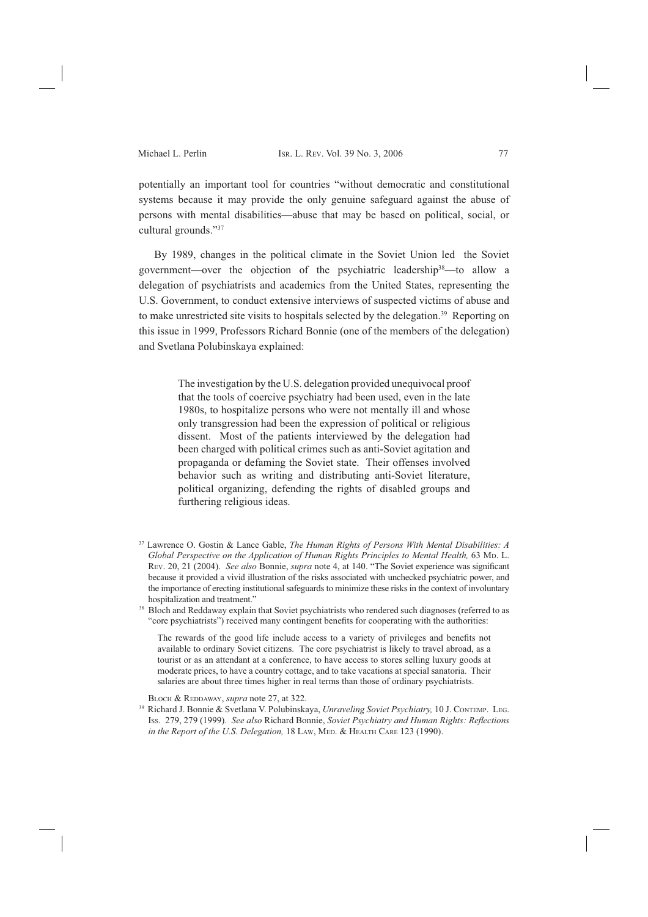potentially an important tool for countries "without democratic and constitutional systems because it may provide the only genuine safeguard against the abuse of persons with mental disabilities—abuse that may be based on political, social, or cultural grounds."[37]

By 1989, changes in the political climate in the Soviet Union led the Soviet government—over the objection of the psychiatric leadership[38]—to allow a delegation of psychiatrists and academics from the United States, representing the U.S. Government, to conduct extensive interviews of suspected victims of abuse and to make unrestricted site visits to hospitals selected by the delegation.[39] Reporting on this issue in 1999, Professors Richard Bonnie (one of the members of the delegation) and Svetlana Polubinskaya explained:

> The investigation by the U.S. delegation provided unequivocal proof that the tools of coercive psychiatry had been used, even in the late 1980s, to hospitalize persons who were not mentally ill and whose only transgression had been the expression of political or religious dissent. Most of the patients interviewed by the delegation had been charged with political crimes such as anti-Soviet agitation and propaganda or defaming the Soviet state. Their offenses involved behavior such as writing and distributing anti-Soviet literature, political organizing, defending the rights of disabled groups and furthering religious ideas.

---

[37] Lawrence O. Gostin & Lance Gable, *The Human Rights of Persons With Mental Disabilities: A Global Perspective on the Application of Human Rights Principles to Mental Health,* 63 Md. L. Rev. 20, 21 (2004). *See also* Bonnie, *supra* note 4, at 140. "The Soviet experience was significant because it provided a vivid illustration of the risks associated with unchecked psychiatric power, and the importance of erecting institutional safeguards to minimize these risks in the context of involuntary hospitalization and treatment."

[38] Bloch and Reddaway explain that Soviet psychiatrists who rendered such diagnoses (referred to as "core psychiatrists") received many contingent benefits for cooperating with the authorities:

> The rewards of the good life include access to a variety of privileges and benefits not available to ordinary Soviet citizens. The core psychiatrist is likely to travel abroad, as a tourist or as an attendant at a conference, to have access to stores selling luxury goods at moderate prices, to have a country cottage, and to take vacations at special sanatoria. Their salaries are about three times higher in real terms than those of ordinary psychiatrists.

Bloch & Reddaway, *supra* note 27, at 322.

[39] Richard J. Bonnie & Svetlana V. Polubinskaya, *Unraveling Soviet Psychiatry,* 10 J. Contemp. Leg. Iss. 279, 279 (1999). *See also* Richard Bonnie, *Soviet Psychiatry and Human Rights: Reflections in the Report of the U.S. Delegation,* 18 Law, Med. & Health Care 123 (1990).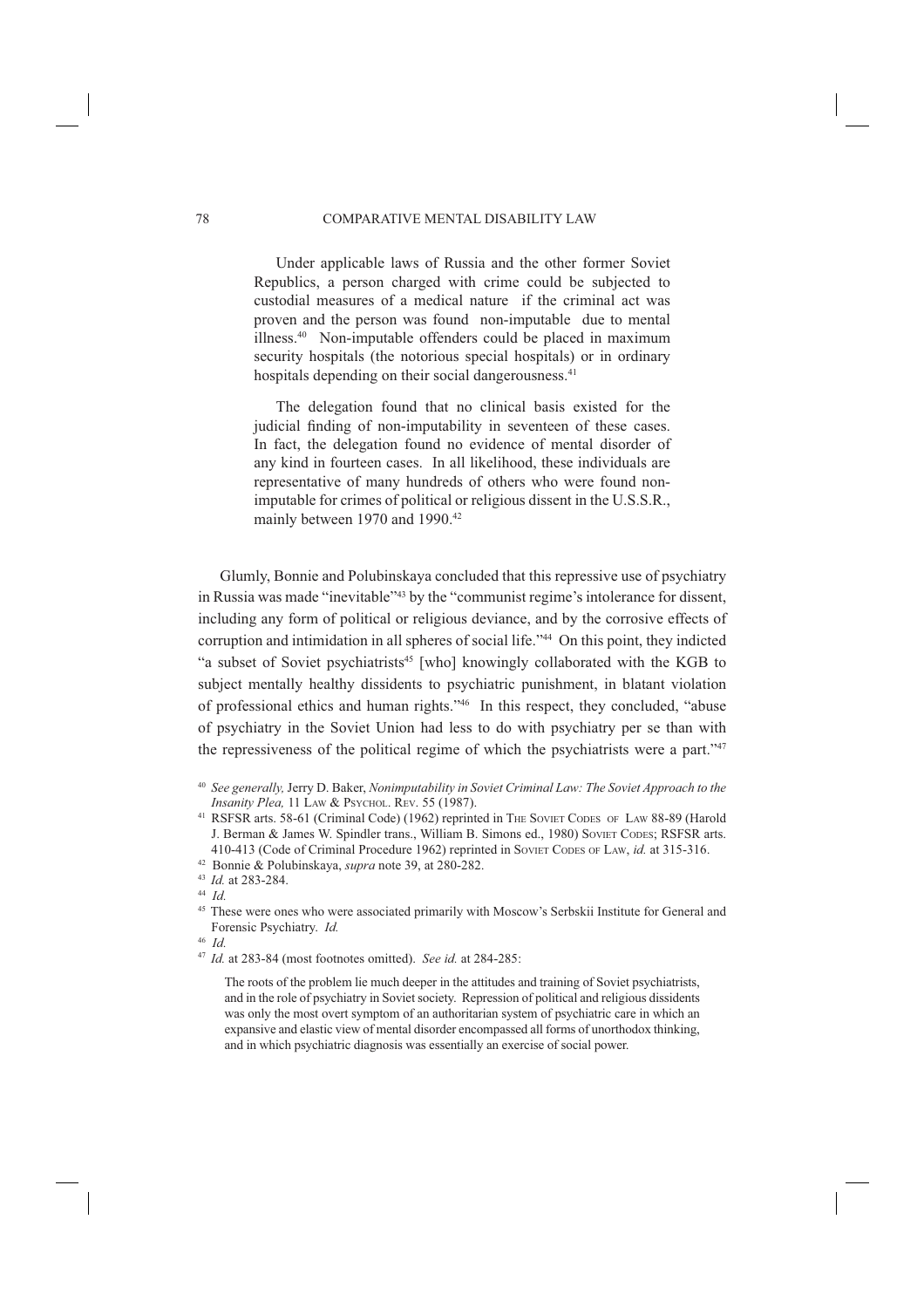> Under applicable laws of Russia and the other former Soviet Republics, a person charged with crime could be subjected to custodial measures of a medical nature if the criminal act was proven and the person was found non-imputable due to mental illness.[40] Non-imputable offenders could be placed in maximum security hospitals (the notorious special hospitals) or in ordinary hospitals depending on their social dangerousness.[41]
>
> The delegation found that no clinical basis existed for the judicial finding of non-imputability in seventeen of these cases. In fact, the delegation found no evidence of mental disorder of any kind in fourteen cases. In all likelihood, these individuals are representative of many hundreds of others who were found non-imputable for crimes of political or religious dissent in the U.S.S.R., mainly between 1970 and 1990.[42]

Glumly, Bonnie and Polubinskaya concluded that this repressive use of psychiatry in Russia was made "inevitable"[43] by the "communist regime's intolerance for dissent, including any form of political or religious deviance, and by the corrosive effects of corruption and intimidation in all spheres of social life."[44] On this point, they indicted "a subset of Soviet psychiatrists[45] [who] knowingly collaborated with the KGB to subject mentally healthy dissidents to psychiatric punishment, in blatant violation of professional ethics and human rights."[46] In this respect, they concluded, "abuse of psychiatry in the Soviet Union had less to do with psychiatry per se than with the repressiveness of the political regime of which the psychiatrists were a part."[47]

---

[40] *See generally,* Jerry D. Baker, *Nonimputability in Soviet Criminal Law: The Soviet Approach to the Insanity Plea,* 11 Law & Psychol. Rev. 55 (1987).

[41] RSFSR arts. 58-61 (Criminal Code) (1962) reprinted in The Soviet Codes of Law 88-89 (Harold J. Berman & James W. Spindler trans., William B. Simons ed., 1980) Soviet Codes; RSFSR arts. 410-413 (Code of Criminal Procedure 1962) reprinted in Soviet Codes of Law, *id.* at 315-316.

[42] Bonnie & Polubinskaya, *supra* note 39, at 280-282.

[43] *Id.* at 283-284.

[44] *Id.*

[45] These were ones who were associated primarily with Moscow's Serbskii Institute for General and Forensic Psychiatry. *Id.*

[46] *Id.*

[47] *Id.* at 283-84 (most footnotes omitted). *See id.* at 284-285:

> The roots of the problem lie much deeper in the attitudes and training of Soviet psychiatrists, and in the role of psychiatry in Soviet society. Repression of political and religious dissidents was only the most overt symptom of an authoritarian system of psychiatric care in which an expansive and elastic view of mental disorder encompassed all forms of unorthodox thinking, and in which psychiatric diagnosis was essentially an exercise of social power.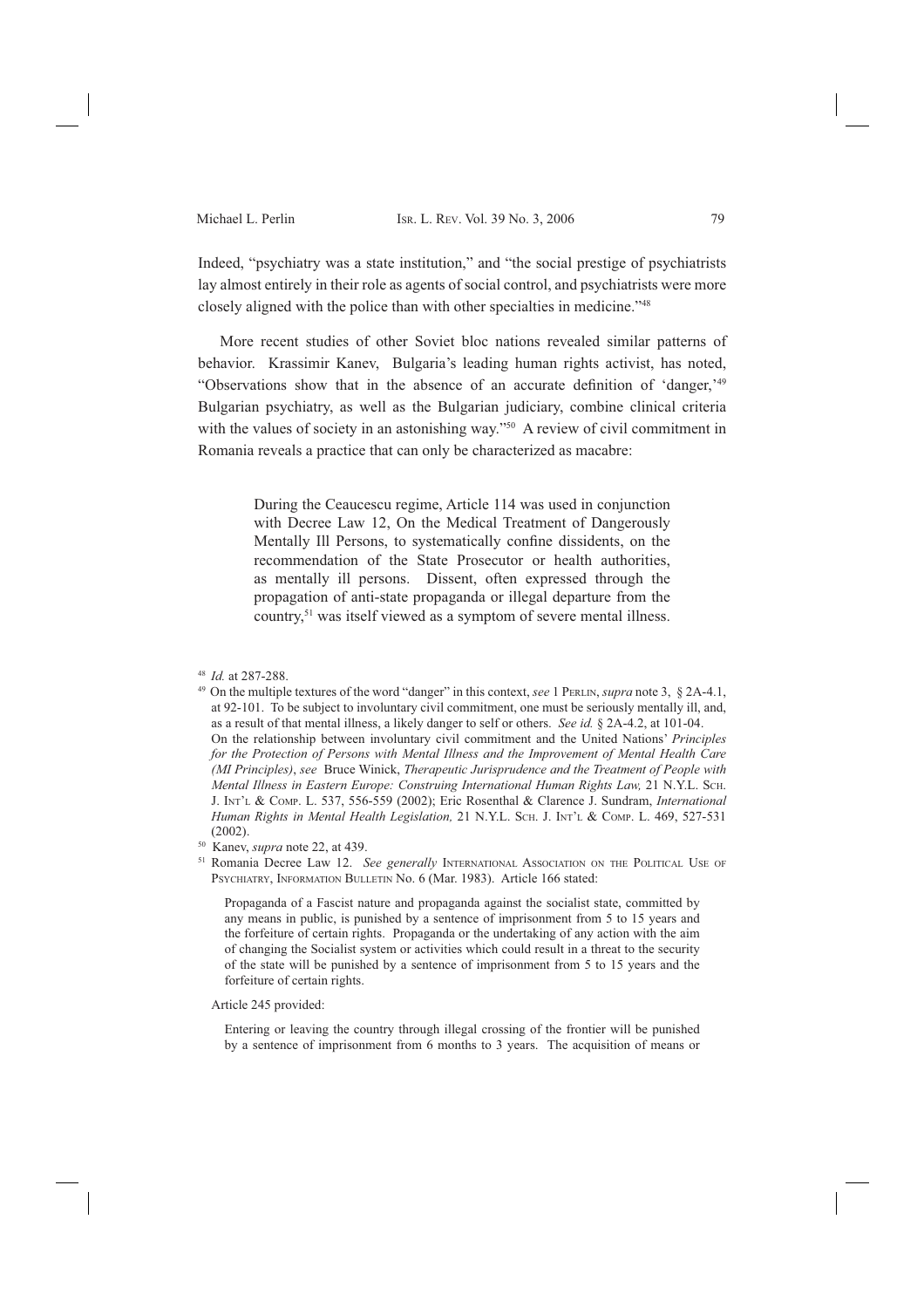Indeed, "psychiatry was a state institution," and "the social prestige of psychiatrists lay almost entirely in their role as agents of social control, and psychiatrists were more closely aligned with the police than with other specialties in medicine."[48]

More recent studies of other Soviet bloc nations revealed similar patterns of behavior. Krassimir Kanev, Bulgaria's leading human rights activist, has noted, "Observations show that in the absence of an accurate definition of 'danger,'[49] Bulgarian psychiatry, as well as the Bulgarian judiciary, combine clinical criteria with the values of society in an astonishing way."[50] A review of civil commitment in Romania reveals a practice that can only be characterized as macabre:

> During the Ceaucescu regime, Article 114 was used in conjunction with Decree Law 12, On the Medical Treatment of Dangerously Mentally Ill Persons, to systematically confine dissidents, on the recommendation of the State Prosecutor or health authorities, as mentally ill persons. Dissent, often expressed through the propagation of anti-state propaganda or illegal departure from the country,[51] was itself viewed as a symptom of severe mental illness.

---

[48] *Id.* at 287-288.

[49] On the multiple textures of the word "danger" in this context, *see* 1 Perlin, *supra* note 3, § 2A-4.1, at 92-101. To be subject to involuntary civil commitment, one must be seriously mentally ill, and, as a result of that mental illness, a likely danger to self or others. *See id.* § 2A-4.2, at 101-04. On the relationship between involuntary civil commitment and the United Nations' *Principles for the Protection of Persons with Mental Illness and the Improvement of Mental Health Care (MI Principles)*, *see* Bruce Winick, *Therapeutic Jurisprudence and the Treatment of People with Mental Illness in Eastern Europe: Construing International Human Rights Law,* 21 N.Y.L. Sch. J. Int'l & Comp. L. 537, 556-559 (2002); Eric Rosenthal & Clarence J. Sundram, *International Human Rights in Mental Health Legislation,* 21 N.Y.L. Sch. J. Int'l & Comp. L. 469, 527-531 (2002).

[50] Kanev, *supra* note 22, at 439.

[51] Romania Decree Law 12. *See generally* International Association on the Political Use of Psychiatry, Information Bulletin No. 6 (Mar. 1983). Article 166 stated:

> Propaganda of a Fascist nature and propaganda against the socialist state, committed by any means in public, is punished by a sentence of imprisonment from 5 to 15 years and the forfeiture of certain rights. Propaganda or the undertaking of any action with the aim of changing the Socialist system or activities which could result in a threat to the security of the state will be punished by a sentence of imprisonment from 5 to 15 years and the forfeiture of certain rights.

Article 245 provided:

> Entering or leaving the country through illegal crossing of the frontier will be punished by a sentence of imprisonment from 6 months to 3 years. The acquisition of means or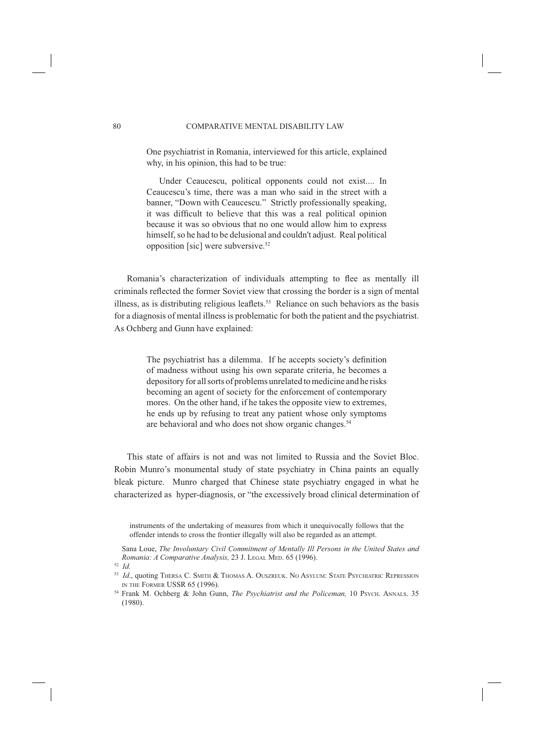One psychiatrist in Romania, interviewed for this article, explained why, in his opinion, this had to be true:

> Under Ceaucescu, political opponents could not exist.... In Ceaucescu's time, there was a man who said in the street with a banner, "Down with Ceaucescu." Strictly professionally speaking, it was difficult to believe that this was a real political opinion because it was so obvious that no one would allow him to express himself, so he had to be delusional and couldn't adjust. Real political opposition [sic] were subversive.[52]

Romania's characterization of individuals attempting to flee as mentally ill criminals reflected the former Soviet view that crossing the border is a sign of mental illness, as is distributing religious leaflets.[53] Reliance on such behaviors as the basis for a diagnosis of mental illness is problematic for both the patient and the psychiatrist. As Ochberg and Gunn have explained:

> The psychiatrist has a dilemma. If he accepts society's definition of madness without using his own separate criteria, he becomes a depository for all sorts of problems unrelated to medicine and he risks becoming an agent of society for the enforcement of contemporary mores. On the other hand, if he takes the opposite view to extremes, he ends up by refusing to treat any patient whose only symptoms are behavioral and who does not show organic changes.[54]

This state of affairs is not and was not limited to Russia and the Soviet Bloc. Robin Munro's monumental study of state psychiatry in China paints an equally bleak picture. Munro charged that Chinese state psychiatry engaged in what he characterized as hyper-diagnosis, or "the excessively broad clinical determination of

---

instruments of the undertaking of measures from which it unequivocally follows that the offender intends to cross the frontier illegally will also be regarded as an attempt.

Sana Loue, *The Involuntary Civil Commitment of Mentally Ill Persons in the United States and Romania: A Comparative Analysis,* 23 J. Legal Med. 65 (1996).

[52] *Id.*

[53] *Id.*, quoting Thersa C. Smith & Thomas A. Ouszreuk. No Asylum: State Psychiatric Repression in the Former USSR 65 (1996).

[54] Frank M. Ochberg & John Gunn, *The Psychiatrist and the Policeman,* 10 Psych. Annals. 35 (1980).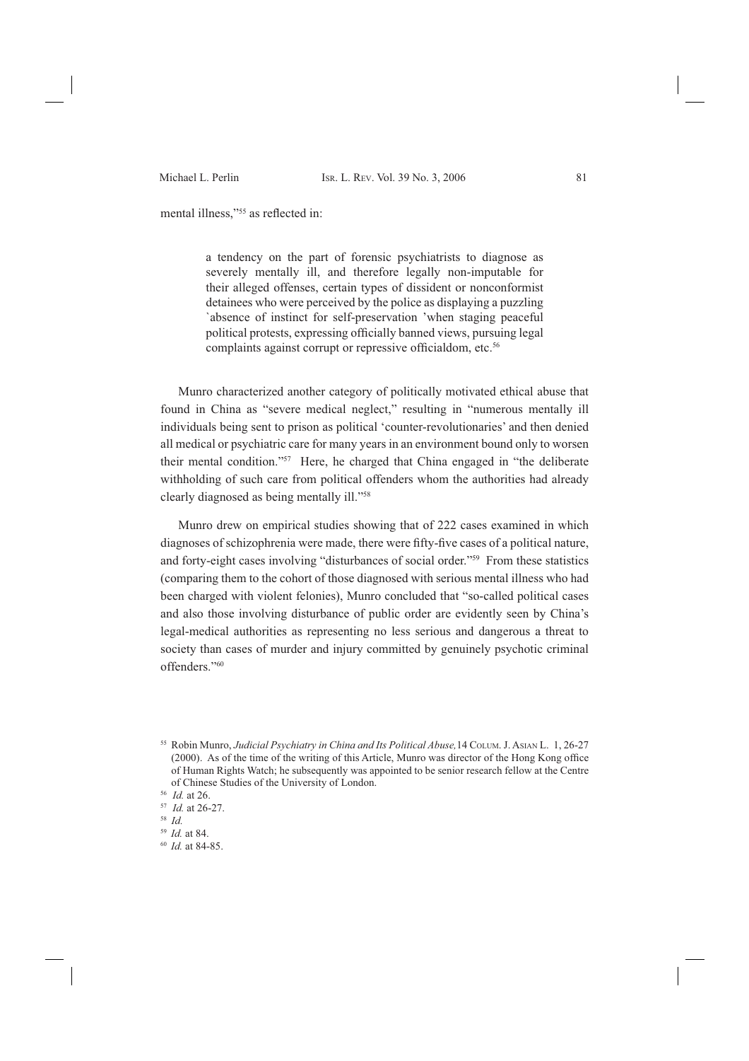mental illness,"[55] as reflected in:

> a tendency on the part of forensic psychiatrists to diagnose as severely mentally ill, and therefore legally non-imputable for their alleged offenses, certain types of dissident or nonconformist detainees who were perceived by the police as displaying a puzzling `absence of instinct for self-preservation 'when staging peaceful political protests, expressing officially banned views, pursuing legal complaints against corrupt or repressive officialdom, etc.[56]

Munro characterized another category of politically motivated ethical abuse that found in China as "severe medical neglect," resulting in "numerous mentally ill individuals being sent to prison as political 'counter-revolutionaries' and then denied all medical or psychiatric care for many years in an environment bound only to worsen their mental condition."[57] Here, he charged that China engaged in "the deliberate withholding of such care from political offenders whom the authorities had already clearly diagnosed as being mentally ill."[58]

Munro drew on empirical studies showing that of 222 cases examined in which diagnoses of schizophrenia were made, there were fifty-five cases of a political nature, and forty-eight cases involving "disturbances of social order."[59] From these statistics (comparing them to the cohort of those diagnosed with serious mental illness who had been charged with violent felonies), Munro concluded that "so-called political cases and also those involving disturbance of public order are evidently seen by China's legal-medical authorities as representing no less serious and dangerous a threat to society than cases of murder and injury committed by genuinely psychotic criminal offenders."[60]

---

[55] Robin Munro, *Judicial Psychiatry in China and Its Political Abuse,* 14 Colum. J. Asian L. 1, 26-27 (2000). As of the time of the writing of this Article, Munro was director of the Hong Kong office of Human Rights Watch; he subsequently was appointed to be senior research fellow at the Centre of Chinese Studies of the University of London.

[56] *Id.* at 26.

[57] *Id.* at 26-27.

[58] *Id.*

[59] *Id.* at 84.

[60] *Id.* at 84-85.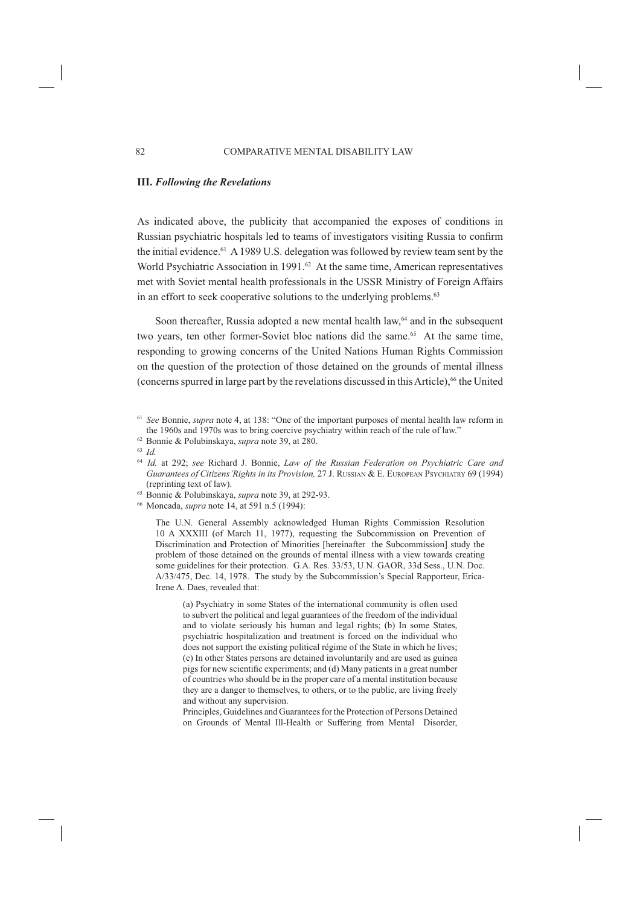### III. *Following the Revelations*

As indicated above, the publicity that accompanied the exposes of conditions in Russian psychiatric hospitals led to teams of investigators visiting Russia to confirm the initial evidence.[61] A 1989 U.S. delegation was followed by review team sent by the World Psychiatric Association in 1991.[62] At the same time, American representatives met with Soviet mental health professionals in the USSR Ministry of Foreign Affairs in an effort to seek cooperative solutions to the underlying problems.[63]

Soon thereafter, Russia adopted a new mental health law,[64] and in the subsequent two years, ten other former-Soviet bloc nations did the same.[65] At the same time, responding to growing concerns of the United Nations Human Rights Commission on the question of the protection of those detained on the grounds of mental illness (concerns spurred in large part by the revelations discussed in this Article),[66] the United

---

[61] *See* Bonnie, *supra* note 4, at 138: "One of the important purposes of mental health law reform in the 1960s and 1970s was to bring coercive psychiatry within reach of the rule of law."

[62] Bonnie & Polubinskaya, *supra* note 39, at 280.

[63] *Id.*

[64] *Id.* at 292; *see* Richard J. Bonnie, *Law of the Russian Federation on Psychiatric Care and Guarantees of Citizens' Rights in its Provision,* 27 J. Russian & E. European Psychiatry 69 (1994) (reprinting text of law).

[65] Bonnie & Polubinskaya, *supra* note 39, at 292-93.

[66] Moncada, *supra* note 14, at 591 n.5 (1994):

> The U.N. General Assembly acknowledged Human Rights Commission Resolution 10 A XXXIII (of March 11, 1977), requesting the Subcommission on Prevention of Discrimination and Protection of Minorities [hereinafter the Subcommission] study the problem of those detained on the grounds of mental illness with a view towards creating some guidelines for their protection. G.A. Res. 33/53, U.N. GAOR, 33d Sess., U.N. Doc. A/33/475, Dec. 14, 1978. The study by the Subcommission's Special Rapporteur, Erica-Irene A. Daes, revealed that:
>
> > (a) Psychiatry in some States of the international community is often used to subvert the political and legal guarantees of the freedom of the individual and to violate seriously his human and legal rights; (b) In some States, psychiatric hospitalization and treatment is forced on the individual who does not support the existing political régime of the State in which he lives; (c) In other States persons are detained involuntarily and are used as guinea pigs for new scientific experiments; and (d) Many patients in a great number of countries who should be in the proper care of a mental institution because they are a danger to themselves, to others, or to the public, are living freely and without any supervision.
>
> Principles, Guidelines and Guarantees for the Protection of Persons Detained on Grounds of Mental Ill-Health or Suffering from Mental Disorder,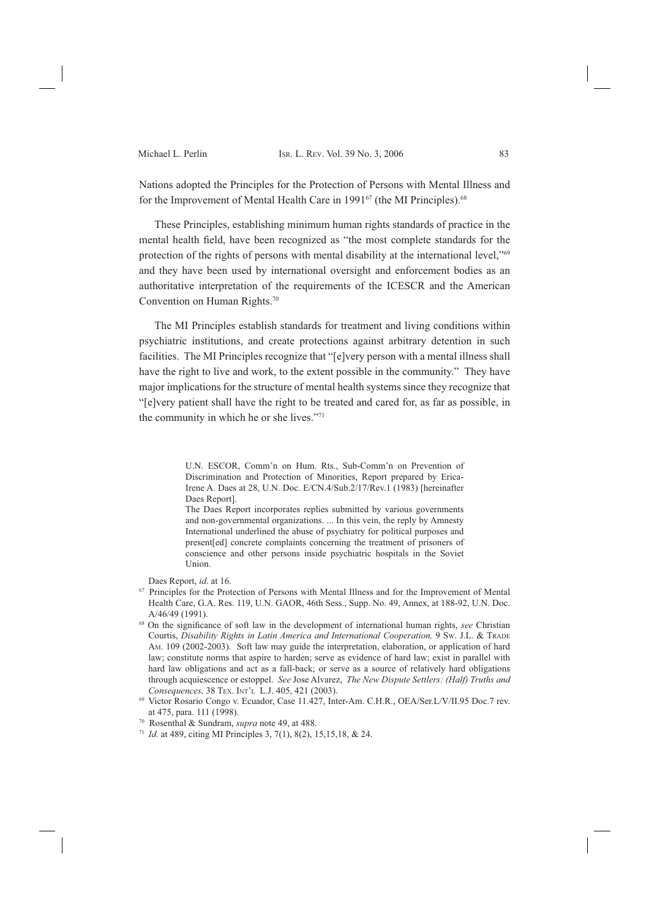Nations adopted the Principles for the Protection of Persons with Mental Illness and for the Improvement of Mental Health Care in 1991[67] (the MI Principles).[68]

These Principles, establishing minimum human rights standards of practice in the mental health field, have been recognized as "the most complete standards for the protection of the rights of persons with mental disability at the international level,"[69] and they have been used by international oversight and enforcement bodies as an authoritative interpretation of the requirements of the ICESCR and the American Convention on Human Rights.[70]

The MI Principles establish standards for treatment and living conditions within psychiatric institutions, and create protections against arbitrary detention in such facilities. The MI Principles recognize that "[e]very person with a mental illness shall have the right to live and work, to the extent possible in the community." They have major implications for the structure of mental health systems since they recognize that "[e]very patient shall have the right to be treated and cared for, as far as possible, in the community in which he or she lives."[71]

> U.N. ESCOR, Comm'n on Hum. Rts., Sub-Comm'n on Prevention of Discrimination and Protection of Minorities, Report prepared by Erica-Irene A. Daes at 28, U.N. Doc. E/CN.4/Sub.2/17/Rev.1 (1983) [hereinafter Daes Report].
>
> The Daes Report incorporates replies submitted by various governments and non-governmental organizations. ... In this vein, the reply by Amnesty International underlined the abuse of psychiatry for political purposes and present[ed] concrete complaints concerning the treatment of prisoners of conscience and other persons inside psychiatric hospitals in the Soviet Union.

Daes Report, *id*. at 16.

[67] Principles for the Protection of Persons with Mental Illness and for the Improvement of Mental Health Care, G.A. Res. 119, U.N. GAOR, 46th Sess., Supp. No. 49, Annex, at 188-92, U.N. Doc. A/46/49 (1991).

[68] On the significance of soft law in the development of international human rights, *see* Christian Courtis, *Disability Rights in Latin America and International Cooperation,* 9 Sw. J.L. & Trade Am. 109 (2002-2003). Soft law may guide the interpretation, elaboration, or application of hard law; constitute norms that aspire to harden; serve as evidence of hard law; exist in parallel with hard law obligations and act as a fall-back; or serve as a source of relatively hard obligations through acquiescence or estoppel. *See* Jose Alvarez, *The New Dispute Settlers: (Half) Truths and Consequences,* 38 Tex. Int'l L.J. 405, 421 (2003).

[69] Victor Rosario Congo v. Ecuador, Case 11.427, Inter-Am. C.H.R., OEA/Ser.L/V/II.95 Doc.7 rev. at 475, para. 111 (1998).

[70] Rosenthal & Sundram, *supra* note 49, at 488.

[71] *Id.* at 489, citing MI Principles 3, 7(1), 8(2), 15,15,18, & 24.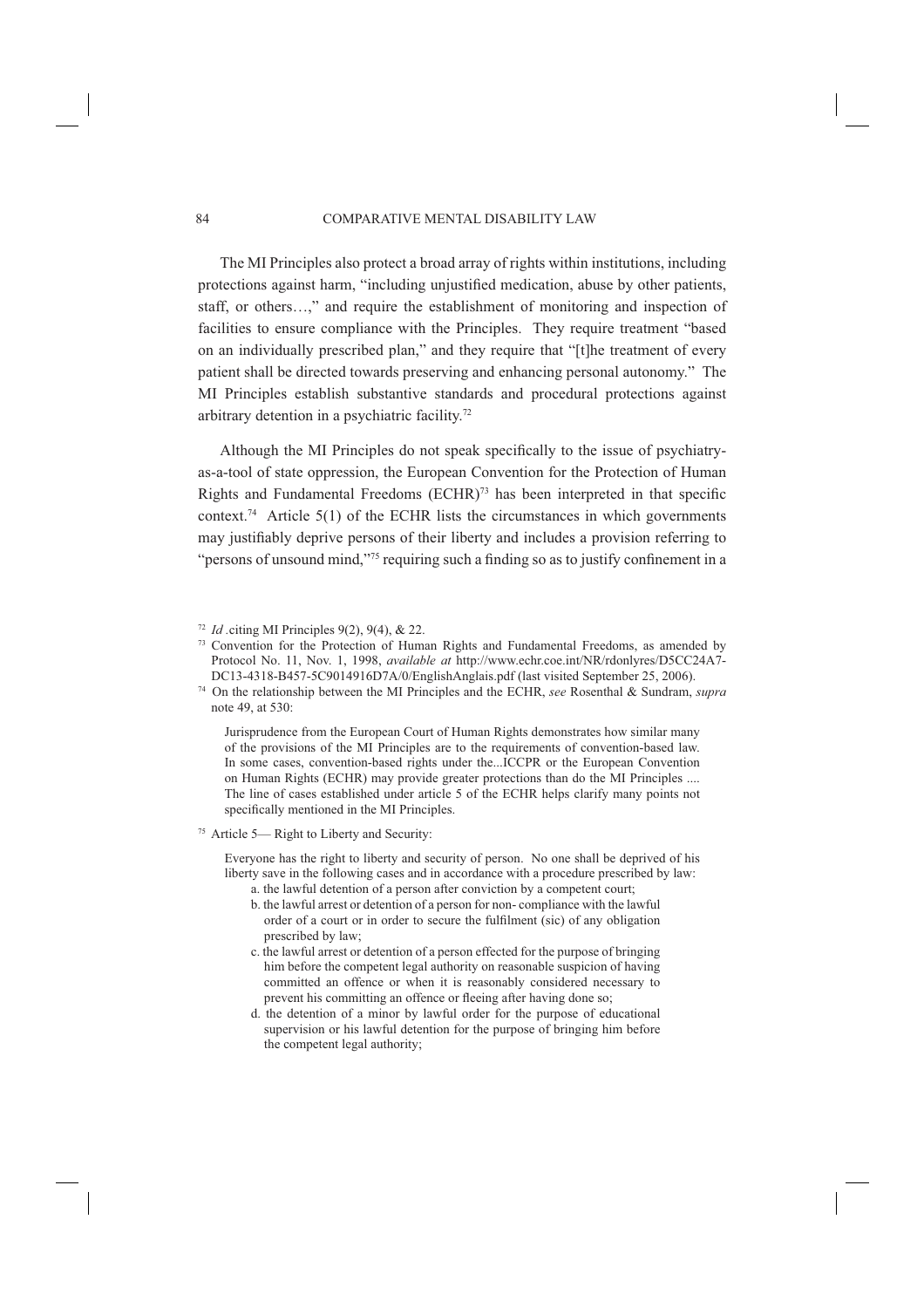The MI Principles also protect a broad array of rights within institutions, including protections against harm, "including unjustified medication, abuse by other patients, staff, or others…," and require the establishment of monitoring and inspection of facilities to ensure compliance with the Principles. They require treatment "based on an individually prescribed plan," and they require that "[t]he treatment of every patient shall be directed towards preserving and enhancing personal autonomy." The MI Principles establish substantive standards and procedural protections against arbitrary detention in a psychiatric facility.[72]

Although the MI Principles do not speak specifically to the issue of psychiatry-as-a-tool of state oppression, the European Convention for the Protection of Human Rights and Fundamental Freedoms (ECHR)[73] has been interpreted in that specific context.[74] Article 5(1) of the ECHR lists the circumstances in which governments may justifiably deprive persons of their liberty and includes a provision referring to "persons of unsound mind,"[75] requiring such a finding so as to justify confinement in a

---

[72] *Id* .citing MI Principles 9(2), 9(4), & 22.

[73] Convention for the Protection of Human Rights and Fundamental Freedoms, as amended by Protocol No. 11, Nov. 1, 1998, *available at* http://www.echr.coe.int/NR/rdonlyres/D5CC24A7-DC13-4318-B457-5C9014916D7A/0/EnglishAnglais.pdf (last visited September 25, 2006).

[74] On the relationship between the MI Principles and the ECHR, *see* Rosenthal & Sundram, *supra* note 49, at 530:

> Jurisprudence from the European Court of Human Rights demonstrates how similar many of the provisions of the MI Principles are to the requirements of convention-based law. In some cases, convention-based rights under the...ICCPR or the European Convention on Human Rights (ECHR) may provide greater protections than do the MI Principles .... The line of cases established under article 5 of the ECHR helps clarify many points not specifically mentioned in the MI Principles.

[75] Article 5— Right to Liberty and Security:

> Everyone has the right to liberty and security of person. No one shall be deprived of his liberty save in the following cases and in accordance with a procedure prescribed by law:
>
> a. the lawful detention of a person after conviction by a competent court;
>
> b. the lawful arrest or detention of a person for non- compliance with the lawful order of a court or in order to secure the fulfilment (sic) of any obligation prescribed by law;
>
> c. the lawful arrest or detention of a person effected for the purpose of bringing him before the competent legal authority on reasonable suspicion of having committed an offence or when it is reasonably considered necessary to prevent his committing an offence or fleeing after having done so;
>
> d. the detention of a minor by lawful order for the purpose of educational supervision or his lawful detention for the purpose of bringing him before the competent legal authority;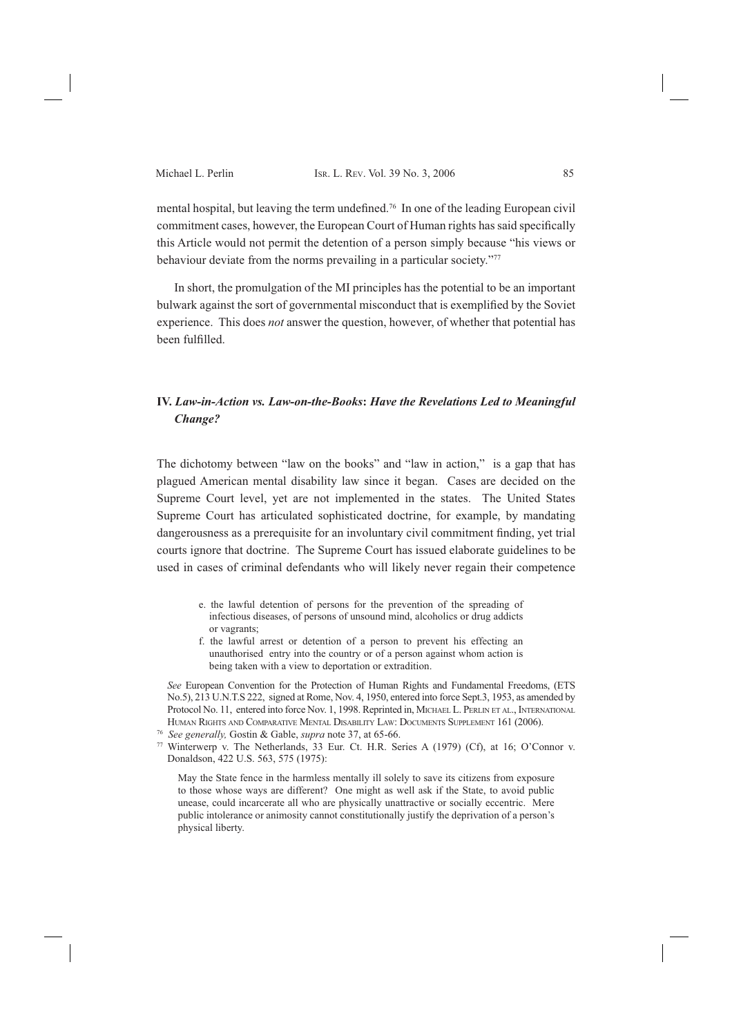mental hospital, but leaving the term undefined.[76] In one of the leading European civil commitment cases, however, the European Court of Human rights has said specifically this Article would not permit the detention of a person simply because "his views or behaviour deviate from the norms prevailing in a particular society."[77]

In short, the promulgation of the MI principles has the potential to be an important bulwark against the sort of governmental misconduct that is exemplified by the Soviet experience. This does *not* answer the question, however, of whether that potential has been fulfilled.

## IV. *Law-in-Action vs. Law-on-the-Books*: *Have the Revelations Led to Meaningful Change?*

The dichotomy between "law on the books" and "law in action," is a gap that has plagued American mental disability law since it began. Cases are decided on the Supreme Court level, yet are not implemented in the states. The United States Supreme Court has articulated sophisticated doctrine, for example, by mandating dangerousness as a prerequisite for an involuntary civil commitment finding, yet trial courts ignore that doctrine. The Supreme Court has issued elaborate guidelines to be used in cases of criminal defendants who will likely never regain their competence

> e. the lawful detention of persons for the prevention of the spreading of infectious diseases, of persons of unsound mind, alcoholics or drug addicts or vagrants;
>
> f. the lawful arrest or detention of a person to prevent his effecting an unauthorised entry into the country or of a person against whom action is being taken with a view to deportation or extradition.

*See* European Convention for the Protection of Human Rights and Fundamental Freedoms, (ETS No.5), 213 U.N.T.S 222, signed at Rome, Nov. 4, 1950, entered into force Sept.3, 1953, as amended by Protocol No. 11, entered into force Nov. 1, 1998. Reprinted in, Michael L. Perlin et al., International Human Rights and Comparative Mental Disability Law: Documents Supplement 161 (2006).

[76] *See generally,* Gostin & Gable, *supra* note 37, at 65-66.

[77] Winterwerp v. The Netherlands, 33 Eur. Ct. H.R. Series A (1979) (Cf), at 16; O'Connor v. Donaldson, 422 U.S. 563, 575 (1975):

> May the State fence in the harmless mentally ill solely to save its citizens from exposure to those whose ways are different? One might as well ask if the State, to avoid public unease, could incarcerate all who are physically unattractive or socially eccentric. Mere public intolerance or animosity cannot constitutionally justify the deprivation of a person's physical liberty.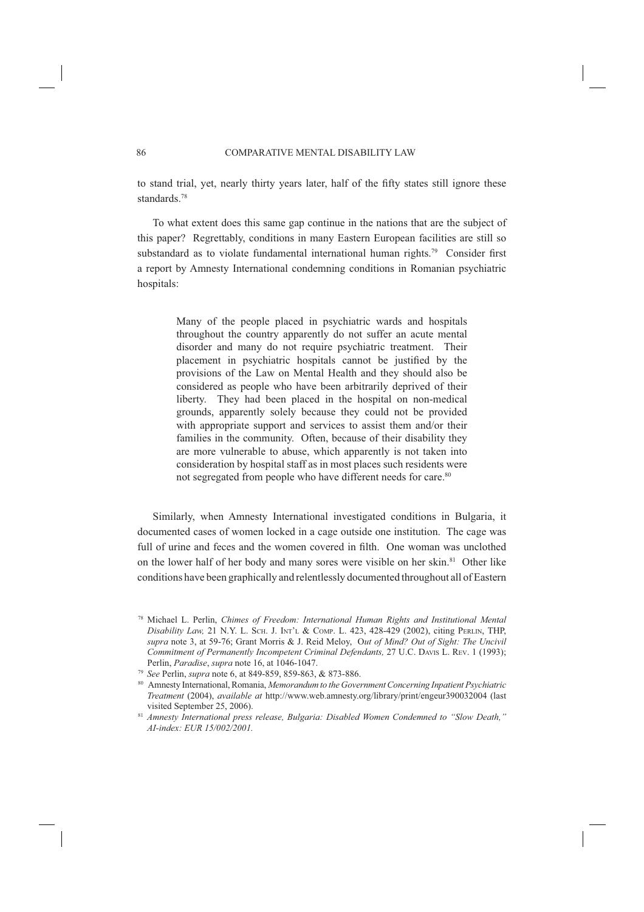to stand trial, yet, nearly thirty years later, half of the fifty states still ignore these standards.[78]

To what extent does this same gap continue in the nations that are the subject of this paper? Regrettably, conditions in many Eastern European facilities are still so substandard as to violate fundamental international human rights.[79] Consider first a report by Amnesty International condemning conditions in Romanian psychiatric hospitals:

> Many of the people placed in psychiatric wards and hospitals throughout the country apparently do not suffer an acute mental disorder and many do not require psychiatric treatment. Their placement in psychiatric hospitals cannot be justified by the provisions of the Law on Mental Health and they should also be considered as people who have been arbitrarily deprived of their liberty. They had been placed in the hospital on non-medical grounds, apparently solely because they could not be provided with appropriate support and services to assist them and/or their families in the community. Often, because of their disability they are more vulnerable to abuse, which apparently is not taken into consideration by hospital staff as in most places such residents were not segregated from people who have different needs for care.[80]

Similarly, when Amnesty International investigated conditions in Bulgaria, it documented cases of women locked in a cage outside one institution. The cage was full of urine and feces and the women covered in filth. One woman was unclothed on the lower half of her body and many sores were visible on her skin.[81] Other like conditions have been graphically and relentlessly documented throughout all of Eastern

---

[78] Michael L. Perlin, *Chimes of Freedom: International Human Rights and Institutional Mental Disability Law,* 21 N.Y. L. Sch. J. Int'l & Comp. L. 423, 428-429 (2002), citing Perlin, THP, *supra* note 3, at 59-76; Grant Morris & J. Reid Meloy, O*ut of Mind? Out of Sight: The Uncivil Commitment of Permanently Incompetent Criminal Defendants,* 27 U.C. Davis L. Rev. 1 (1993); Perlin, *Paradise*, *supra* note 16, at 1046-1047.

[79] *See* Perlin, *supra* note 6, at 849-859, 859-863, & 873-886.

[80] Amnesty International, Romania, *Memorandum to the Government Concerning Inpatient Psychiatric Treatment* (2004), *available at* http://www.web.amnesty.org/library/print/engeur390032004 (last visited September 25, 2006).

[81] *Amnesty International press release, Bulgaria: Disabled Women Condemned to "Slow Death," AI-index: EUR 15/002/2001.*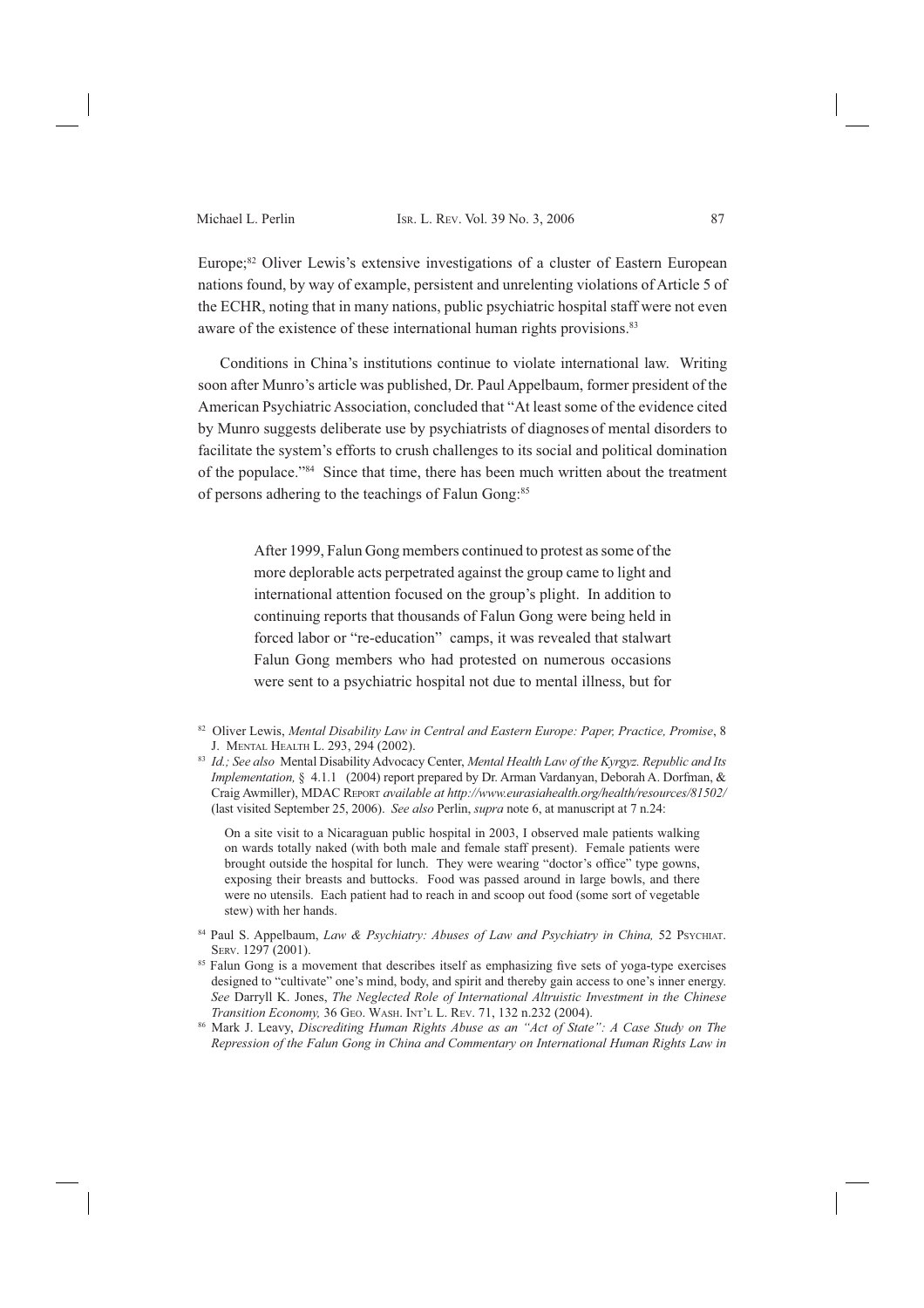Europe;[82] Oliver Lewis's extensive investigations of a cluster of Eastern European nations found, by way of example, persistent and unrelenting violations of Article 5 of the ECHR, noting that in many nations, public psychiatric hospital staff were not even aware of the existence of these international human rights provisions.[83]

Conditions in China's institutions continue to violate international law. Writing soon after Munro's article was published, Dr. Paul Appelbaum, former president of the American Psychiatric Association, concluded that "At least some of the evidence cited by Munro suggests deliberate use by psychiatrists of diagnoses of mental disorders to facilitate the system's efforts to crush challenges to its social and political domination of the populace."[84] Since that time, there has been much written about the treatment of persons adhering to the teachings of Falun Gong:[85]

> After 1999, Falun Gong members continued to protest as some of the more deplorable acts perpetrated against the group came to light and international attention focused on the group's plight. In addition to continuing reports that thousands of Falun Gong were being held in forced labor or "re-education" camps, it was revealed that stalwart Falun Gong members who had protested on numerous occasions were sent to a psychiatric hospital not due to mental illness, but for

---

[82] Oliver Lewis, *Mental Disability Law in Central and Eastern Europe: Paper, Practice, Promise*, 8 J. Mental Health L. 293, 294 (2002).

[83] *Id.; See also* Mental Disability Advocacy Center, *Mental Health Law of the Kyrgyz. Republic and Its Implementation,* § 4.1.1 (2004) report prepared by Dr. Arman Vardanyan, Deborah A. Dorfman, & Craig Awmiller), MDAC Report *available at http://www.eurasiahealth.org/health/resources/81502/* (last visited September 25, 2006). *See also* Perlin, *supra* note 6, at manuscript at 7 n.24:

> On a site visit to a Nicaraguan public hospital in 2003, I observed male patients walking on wards totally naked (with both male and female staff present). Female patients were brought outside the hospital for lunch. They were wearing "doctor's office" type gowns, exposing their breasts and buttocks. Food was passed around in large bowls, and there were no utensils. Each patient had to reach in and scoop out food (some sort of vegetable stew) with her hands.

[84] Paul S. Appelbaum, *Law & Psychiatry: Abuses of Law and Psychiatry in China,* 52 Psychiat. Serv. 1297 (2001).

[85] Falun Gong is a movement that describes itself as emphasizing five sets of yoga-type exercises designed to "cultivate" one's mind, body, and spirit and thereby gain access to one's inner energy. *See* Darryll K. Jones, *The Neglected Role of International Altruistic Investment in the Chinese Transition Economy,* 36 Geo. Wash. Int'l L. Rev. 71, 132 n.232 (2004).

[86] Mark J. Leavy, *Discrediting Human Rights Abuse as an "Act of State": A Case Study on The Repression of the Falun Gong in China and Commentary on International Human Rights Law in*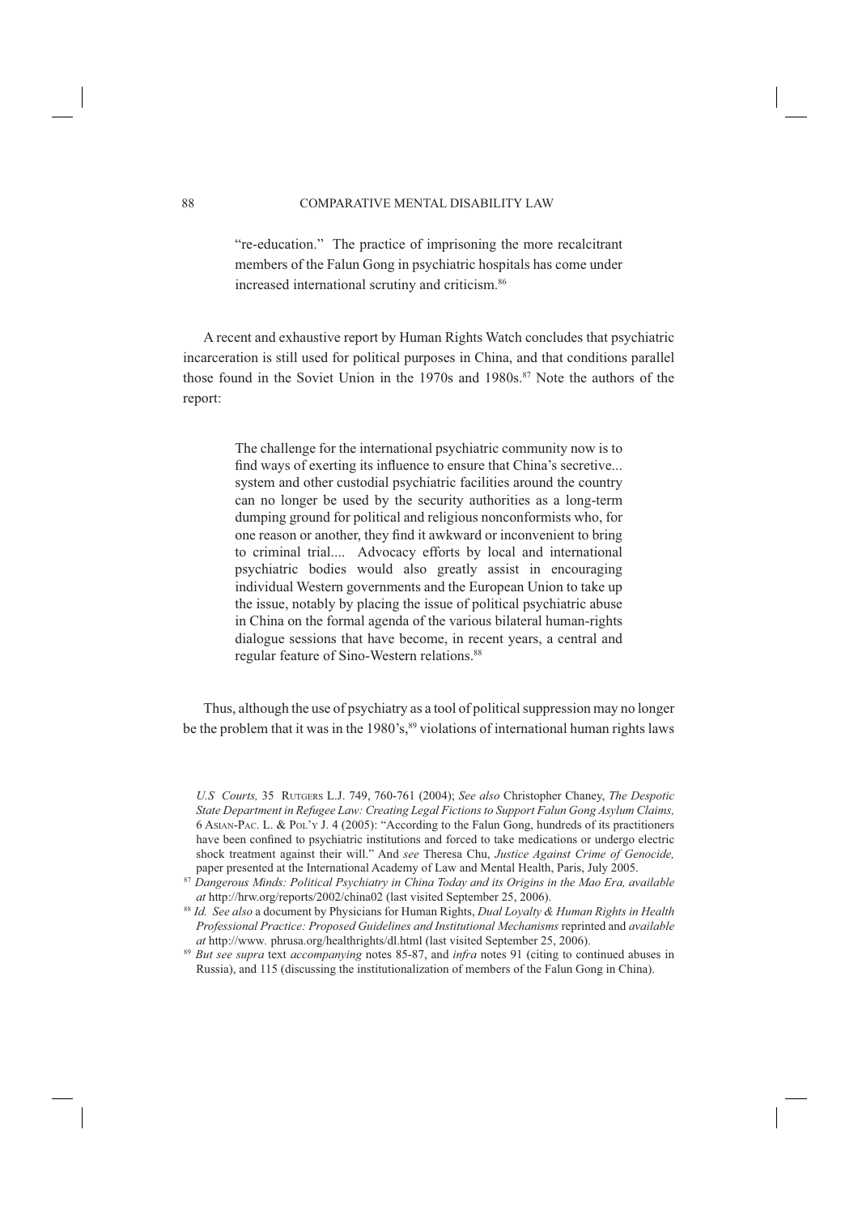> "re-education." The practice of imprisoning the more recalcitrant members of the Falun Gong in psychiatric hospitals has come under increased international scrutiny and criticism.[86]

A recent and exhaustive report by Human Rights Watch concludes that psychiatric incarceration is still used for political purposes in China, and that conditions parallel those found in the Soviet Union in the 1970s and 1980s.[87] Note the authors of the report:

> The challenge for the international psychiatric community now is to find ways of exerting its influence to ensure that China's secretive... system and other custodial psychiatric facilities around the country can no longer be used by the security authorities as a long-term dumping ground for political and religious nonconformists who, for one reason or another, they find it awkward or inconvenient to bring to criminal trial.... Advocacy efforts by local and international psychiatric bodies would also greatly assist in encouraging individual Western governments and the European Union to take up the issue, notably by placing the issue of political psychiatric abuse in China on the formal agenda of the various bilateral human-rights dialogue sessions that have become, in recent years, a central and regular feature of Sino-Western relations.[88]

Thus, although the use of psychiatry as a tool of political suppression may no longer be the problem that it was in the 1980's,[89] violations of international human rights laws

---

*U.S Courts,* 35 RUTGERS L.J. 749, 760-761 (2004); *See also* Christopher Chaney, *The Despotic State Department in Refugee Law: Creating Legal Fictions to Support Falun Gong Asylum Claims,* 6 ASIAN-PAC. L. & POL'Y J. 4 (2005): "According to the Falun Gong, hundreds of its practitioners have been confined to psychiatric institutions and forced to take medications or undergo electric shock treatment against their will." And *see* Theresa Chu, *Justice Against Crime of Genocide,* paper presented at the International Academy of Law and Mental Health, Paris, July 2005.

[87] *Dangerous Minds: Political Psychiatry in China Today and its Origins in the Mao Era, available at* http://hrw.org/reports/2002/china02 (last visited September 25, 2006).

[88] *Id. See also* a document by Physicians for Human Rights, *Dual Loyalty & Human Rights in Health Professional Practice: Proposed Guidelines and Institutional Mechanisms* reprinted and *available at* http://www. phrusa.org/healthrights/dl.html (last visited September 25, 2006).

[89] *But see supra* text *accompanying* notes 85-87, and *infra* notes 91 (citing to continued abuses in Russia), and 115 (discussing the institutionalization of members of the Falun Gong in China).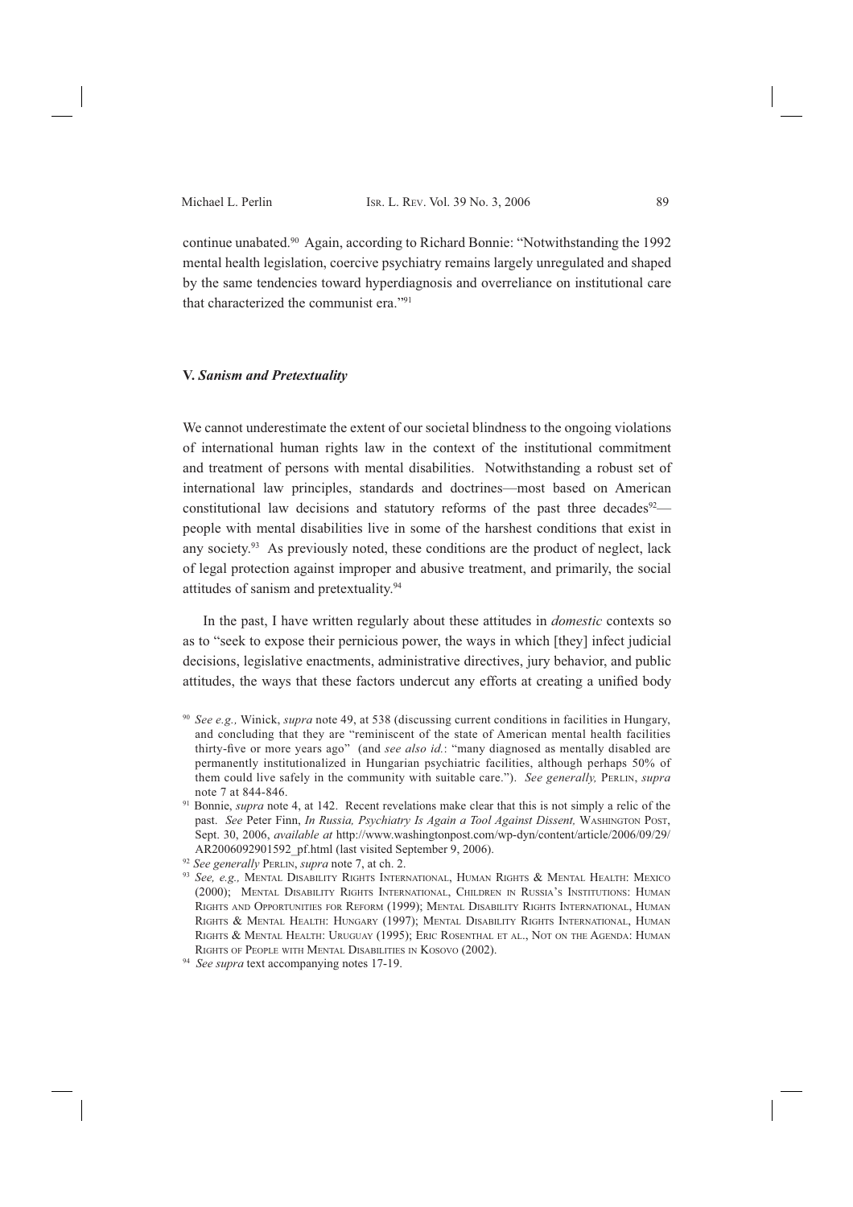continue unabated.[90] Again, according to Richard Bonnie: "Notwithstanding the 1992 mental health legislation, coercive psychiatry remains largely unregulated and shaped by the same tendencies toward hyperdiagnosis and overreliance on institutional care that characterized the communist era."[91]

## V. *Sanism and Pretextuality*

We cannot underestimate the extent of our societal blindness to the ongoing violations of international human rights law in the context of the institutional commitment and treatment of persons with mental disabilities. Notwithstanding a robust set of international law principles, standards and doctrines—most based on American constitutional law decisions and statutory reforms of the past three decades[92]—people with mental disabilities live in some of the harshest conditions that exist in any society.[93] As previously noted, these conditions are the product of neglect, lack of legal protection against improper and abusive treatment, and primarily, the social attitudes of sanism and pretextuality.[94]

In the past, I have written regularly about these attitudes in *domestic* contexts so as to "seek to expose their pernicious power, the ways in which [they] infect judicial decisions, legislative enactments, administrative directives, jury behavior, and public attitudes, the ways that these factors undercut any efforts at creating a unified body

[90] *See e.g.,* Winick, *supra* note 49, at 538 (discussing current conditions in facilities in Hungary, and concluding that they are "reminiscent of the state of American mental health facilities thirty-five or more years ago" (and *see also id.*: "many diagnosed as mentally disabled are permanently institutionalized in Hungarian psychiatric facilities, although perhaps 50% of them could live safely in the community with suitable care."). *See generally,* Perlin, *supra* note 7 at 844-846.

[91] Bonnie, *supra* note 4, at 142. Recent revelations make clear that this is not simply a relic of the past. *See* Peter Finn, *In Russia, Psychiatry Is Again a Tool Against Dissent,* Washington Post, Sept. 30, 2006, *available at* http://www.washingtonpost.com/wp-dyn/content/article/2006/09/29/AR2006092901592_pf.html (last visited September 9, 2006).

[92] *See generally* Perlin, *supra* note 7, at ch. 2.

[93] *See, e.g.,* Mental Disability Rights International, Human Rights & Mental Health: Mexico (2000); Mental Disability Rights International, Children in Russia's Institutions: Human Rights and Opportunities for Reform (1999); Mental Disability Rights International, Human Rights & Mental Health: Hungary (1997); Mental Disability Rights International, Human Rights & Mental Health: Uruguay (1995); Eric Rosenthal et al., Not on the Agenda: Human Rights of People with Mental Disabilities in Kosovo (2002).

[94] *See supra* text accompanying notes 17-19.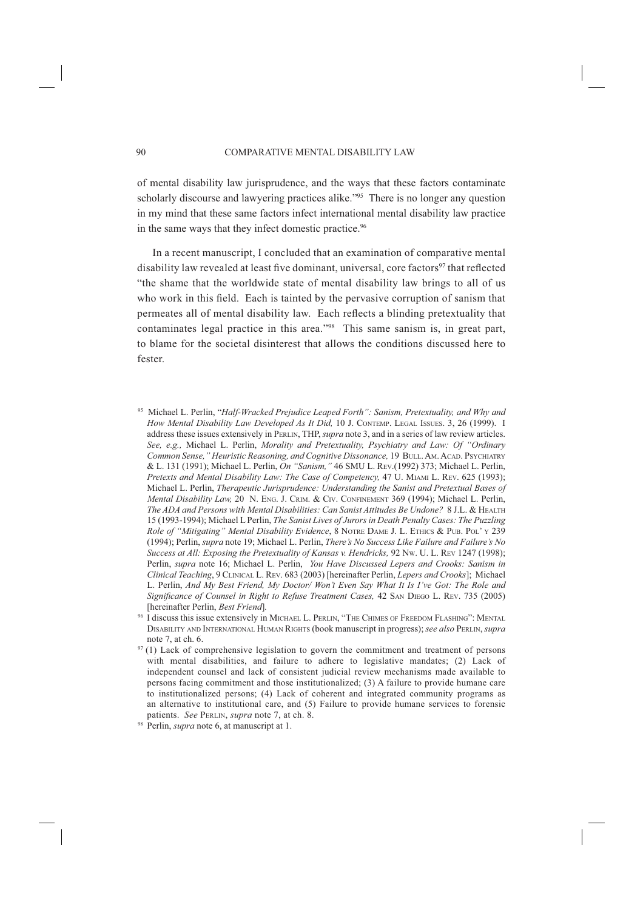of mental disability law jurisprudence, and the ways that these factors contaminate scholarly discourse and lawyering practices alike."[95] There is no longer any question in my mind that these same factors infect international mental disability law practice in the same ways that they infect domestic practice.[96]

In a recent manuscript, I concluded that an examination of comparative mental disability law revealed at least five dominant, universal, core factors[97] that reflected "the shame that the worldwide state of mental disability law brings to all of us who work in this field. Each is tainted by the pervasive corruption of sanism that permeates all of mental disability law. Each reflects a blinding pretextuality that contaminates legal practice in this area."[98] This same sanism is, in great part, to blame for the societal disinterest that allows the conditions discussed here to fester.

---

[95] Michael L. Perlin, *"Half-Wracked Prejudice Leaped Forth": Sanism, Pretextuality, and Why and How Mental Disability Law Developed As It Did,* 10 J. Contemp. Legal Issues. 3, 26 (1999). I address these issues extensively in Perlin, THP, *supra* note 3, and in a series of law review articles. *See, e.g.,* Michael L. Perlin, *Morality and Pretextuality, Psychiatry and Law: Of "Ordinary Common Sense," Heuristic Reasoning, and Cognitive Dissonance,* 19 Bull. Am. Acad. Psychiatry & L. 131 (1991); Michael L. Perlin, *On "Sanism,"* 46 SMU L. Rev.(1992) 373; Michael L. Perlin, *Pretexts and Mental Disability Law: The Case of Competency,* 47 U. Miami L. Rev. 625 (1993); Michael L. Perlin, *Therapeutic Jurisprudence: Understanding the Sanist and Pretextual Bases of Mental Disability Law,* 20 N. Eng. J. Crim. & Civ. Confinement 369 (1994); Michael L. Perlin, *The ADA and Persons with Mental Disabilities: Can Sanist Attitudes Be Undone?* 8 J.L. & Health 15 (1993-1994); Michael L Perlin, *The Sanist Lives of Jurors in Death Penalty Cases: The Puzzling Role of "Mitigating" Mental Disability Evidence*, 8 Notre Dame J. L. Ethics & Pub. Pol' y 239 (1994); Perlin, *supra* note 19; Michael L. Perlin, *There's No Success Like Failure and Failure's No Success at All: Exposing the Pretextuality of Kansas v. Hendricks,* 92 Nw. U. L. Rev 1247 (1998); Perlin, *supra* note 16; Michael L. Perlin, *You Have Discussed Lepers and Crooks: Sanism in Clinical Teaching*, 9 Clinical L. Rev. 683 (2003) [hereinafter Perlin, *Lepers and Crooks*]; Michael L. Perlin, *And My Best Friend, My Doctor/ Won't Even Say What It Is I've Got: The Role and Significance of Counsel in Right to Refuse Treatment Cases,* 42 San Diego L. Rev. 735 (2005) [hereinafter Perlin, *Best Friend*].

[96] I discuss this issue extensively in Michael L. Perlin, "The Chimes of Freedom Flashing": Mental Disability and International Human Rights (book manuscript in progress); *see also* Perlin, *supra* note 7, at ch. 6.

[97] (1) Lack of comprehensive legislation to govern the commitment and treatment of persons with mental disabilities, and failure to adhere to legislative mandates; (2) Lack of independent counsel and lack of consistent judicial review mechanisms made available to persons facing commitment and those institutionalized; (3) A failure to provide humane care to institutionalized persons; (4) Lack of coherent and integrated community programs as an alternative to institutional care, and (5) Failure to provide humane services to forensic patients. *See* Perlin, *supra* note 7, at ch. 8.

[98] Perlin, *supra* note 6, at manuscript at 1.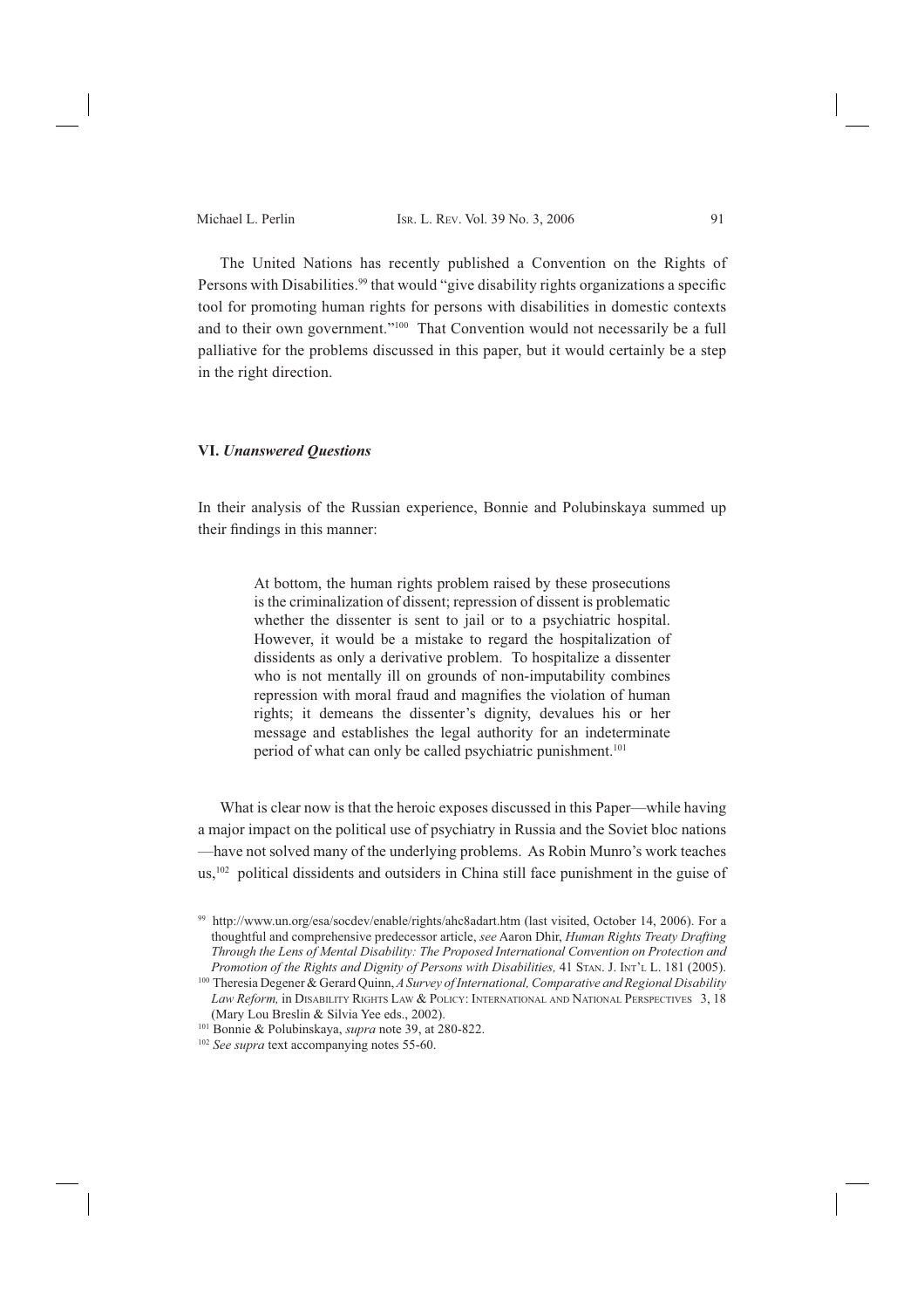The United Nations has recently published a Convention on the Rights of Persons with Disabilities.[99] that would "give disability rights organizations a specific tool for promoting human rights for persons with disabilities in domestic contexts and to their own government."[100] That Convention would not necessarily be a full palliative for the problems discussed in this paper, but it would certainly be a step in the right direction.

## VI. *Unanswered Questions*

In their analysis of the Russian experience, Bonnie and Polubinskaya summed up their findings in this manner:

> At bottom, the human rights problem raised by these prosecutions is the criminalization of dissent; repression of dissent is problematic whether the dissenter is sent to jail or to a psychiatric hospital. However, it would be a mistake to regard the hospitalization of dissidents as only a derivative problem. To hospitalize a dissenter who is not mentally ill on grounds of non-imputability combines repression with moral fraud and magnifies the violation of human rights; it demeans the dissenter's dignity, devalues his or her message and establishes the legal authority for an indeterminate period of what can only be called psychiatric punishment.[101]

What is clear now is that the heroic exposes discussed in this Paper—while having a major impact on the political use of psychiatry in Russia and the Soviet bloc nations—have not solved many of the underlying problems. As Robin Munro's work teaches us,[102] political dissidents and outsiders in China still face punishment in the guise of

---

[99] http://www.un.org/esa/socdev/enable/rights/ahc8adart.htm (last visited, October 14, 2006). For a thoughtful and comprehensive predecessor article, *see* Aaron Dhir, *Human Rights Treaty Drafting Through the Lens of Mental Disability: The Proposed International Convention on Protection and Promotion of the Rights and Dignity of Persons with Disabilities,* 41 Stan. J. Int'l L. 181 (2005).

[100] Theresia Degener & Gerard Quinn, *A Survey of International, Comparative and Regional Disability Law Reform,* in Disability Rights Law & Policy: International and National Perspectives 3, 18 (Mary Lou Breslin & Silvia Yee eds., 2002).

[101] Bonnie & Polubinskaya, *supra* note 39, at 280-822.

[102] *See supra* text accompanying notes 55-60.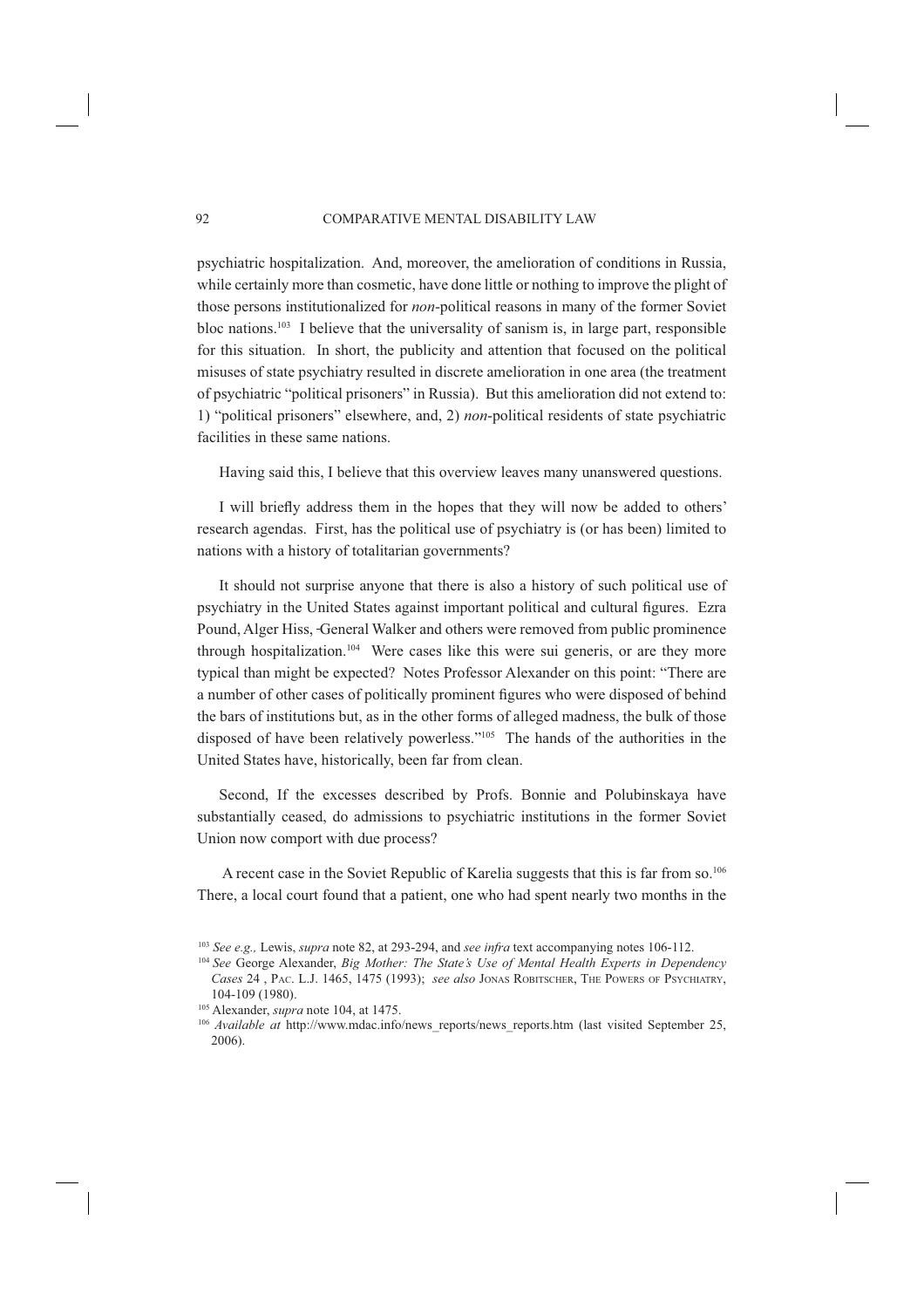psychiatric hospitalization. And, moreover, the amelioration of conditions in Russia, while certainly more than cosmetic, have done little or nothing to improve the plight of those persons institutionalized for *non*-political reasons in many of the former Soviet bloc nations.[103] I believe that the universality of sanism is, in large part, responsible for this situation. In short, the publicity and attention that focused on the political misuses of state psychiatry resulted in discrete amelioration in one area (the treatment of psychiatric "political prisoners" in Russia). But this amelioration did not extend to: 1) "political prisoners" elsewhere, and, 2) *non*-political residents of state psychiatric facilities in these same nations.

Having said this, I believe that this overview leaves many unanswered questions.

I will briefly address them in the hopes that they will now be added to others' research agendas. First, has the political use of psychiatry is (or has been) limited to nations with a history of totalitarian governments?

It should not surprise anyone that there is also a history of such political use of psychiatry in the United States against important political and cultural figures. Ezra Pound, Alger Hiss, General Walker and others were removed from public prominence through hospitalization.[104] Were cases like this were sui generis, or are they more typical than might be expected? Notes Professor Alexander on this point: "There are a number of other cases of politically prominent figures who were disposed of behind the bars of institutions but, as in the other forms of alleged madness, the bulk of those disposed of have been relatively powerless."[105] The hands of the authorities in the United States have, historically, been far from clean.

Second, If the excesses described by Profs. Bonnie and Polubinskaya have substantially ceased, do admissions to psychiatric institutions in the former Soviet Union now comport with due process?

A recent case in the Soviet Republic of Karelia suggests that this is far from so.[106] There, a local court found that a patient, one who had spent nearly two months in the

---

[103] *See e.g.,* Lewis, *supra* note 82, at 293-294, and *see infra* text accompanying notes 106-112.

[104] *See* George Alexander, *Big Mother: The State's Use of Mental Health Experts in Dependency Cases* 24 , Pac. L.J. 1465, 1475 (1993); *see also* Jonas Robitscher, The Powers of Psychiatry, 104-109 (1980).

[105] Alexander, *supra* note 104, at 1475.

[106] *Available at* http://www.mdac.info/news_reports/news_reports.htm (last visited September 25, 2006).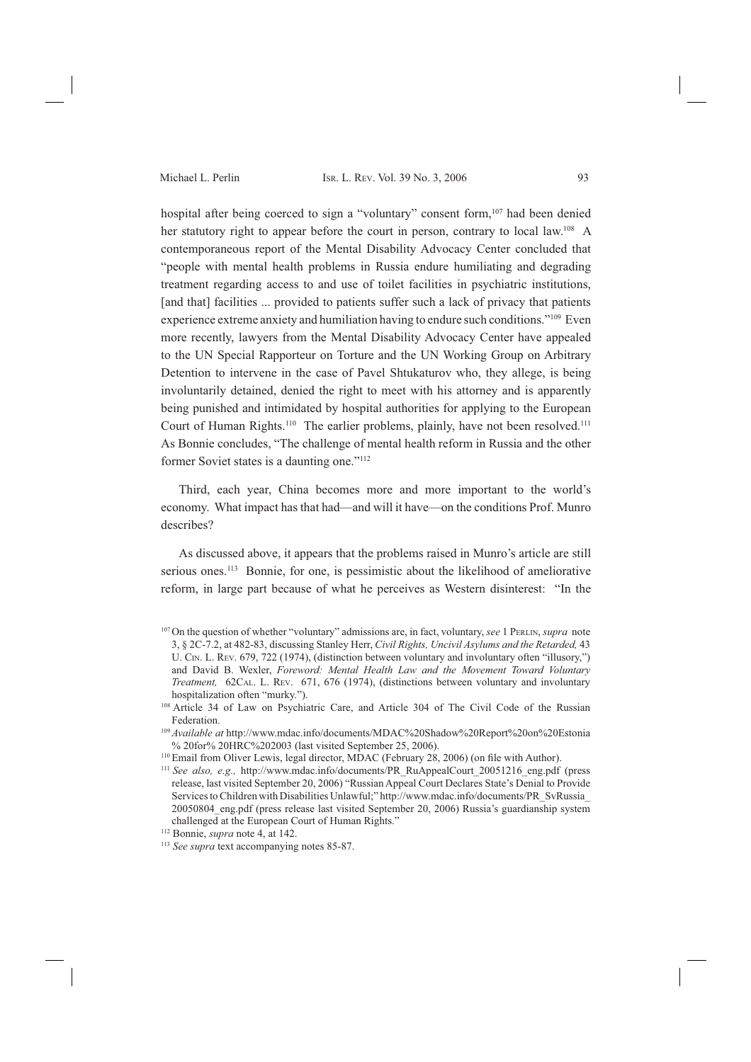hospital after being coerced to sign a "voluntary" consent form,[107] had been denied her statutory right to appear before the court in person, contrary to local law.[108] A contemporaneous report of the Mental Disability Advocacy Center concluded that "people with mental health problems in Russia endure humiliating and degrading treatment regarding access to and use of toilet facilities in psychiatric institutions, [and that] facilities ... provided to patients suffer such a lack of privacy that patients experience extreme anxiety and humiliation having to endure such conditions."[109] Even more recently, lawyers from the Mental Disability Advocacy Center have appealed to the UN Special Rapporteur on Torture and the UN Working Group on Arbitrary Detention to intervene in the case of Pavel Shtukaturov who, they allege, is being involuntarily detained, denied the right to meet with his attorney and is apparently being punished and intimidated by hospital authorities for applying to the European Court of Human Rights.[110] The earlier problems, plainly, have not been resolved.[111] As Bonnie concludes, "The challenge of mental health reform in Russia and the other former Soviet states is a daunting one."[112]

Third, each year, China becomes more and more important to the world's economy. What impact has that had—and will it have—on the conditions Prof. Munro describes?

As discussed above, it appears that the problems raised in Munro's article are still serious ones.[113] Bonnie, for one, is pessimistic about the likelihood of ameliorative reform, in large part because of what he perceives as Western disinterest: "In the

[107] On the question of whether "voluntary" admissions are, in fact, voluntary, *see* 1 Perlin, *supra* note 3, § 2C-7.2, at 482-83, discussing Stanley Herr, *Civil Rights, Uncivil Asylums and the Retarded,* 43 U. Cin. L. Rev. 679, 722 (1974), (distinction between voluntary and involuntary often "illusory,") and David B. Wexler, *Foreword: Mental Health Law and the Movement Toward Voluntary Treatment,* 62Cal. L. Rev. 671, 676 (1974), (distinctions between voluntary and involuntary hospitalization often "murky.").

[108] Article 34 of Law on Psychiatric Care, and Article 304 of The Civil Code of the Russian Federation.

[109] *Available at* http://www.mdac.info/documents/MDAC%20Shadow%20Report%20on%20Estonia % 20for% 20HRC%202003 (last visited September 25, 2006).

[110] Email from Oliver Lewis, legal director, MDAC (February 28, 2006) (on file with Author).

[111] *See also, e.g.,* http://www.mdac.info/documents/PR_RuAppealCourt_20051216_eng.pdf (press release, last visited September 20, 2006) "Russian Appeal Court Declares State's Denial to Provide Services to Children with Disabilities Unlawful;" http://www.mdac.info/documents/PR_SvRussia_20050804_eng.pdf (press release last visited September 20, 2006) Russia's guardianship system challenged at the European Court of Human Rights."

[112] Bonnie, *supra* note 4, at 142.

[113] *See supra* text accompanying notes 85-87.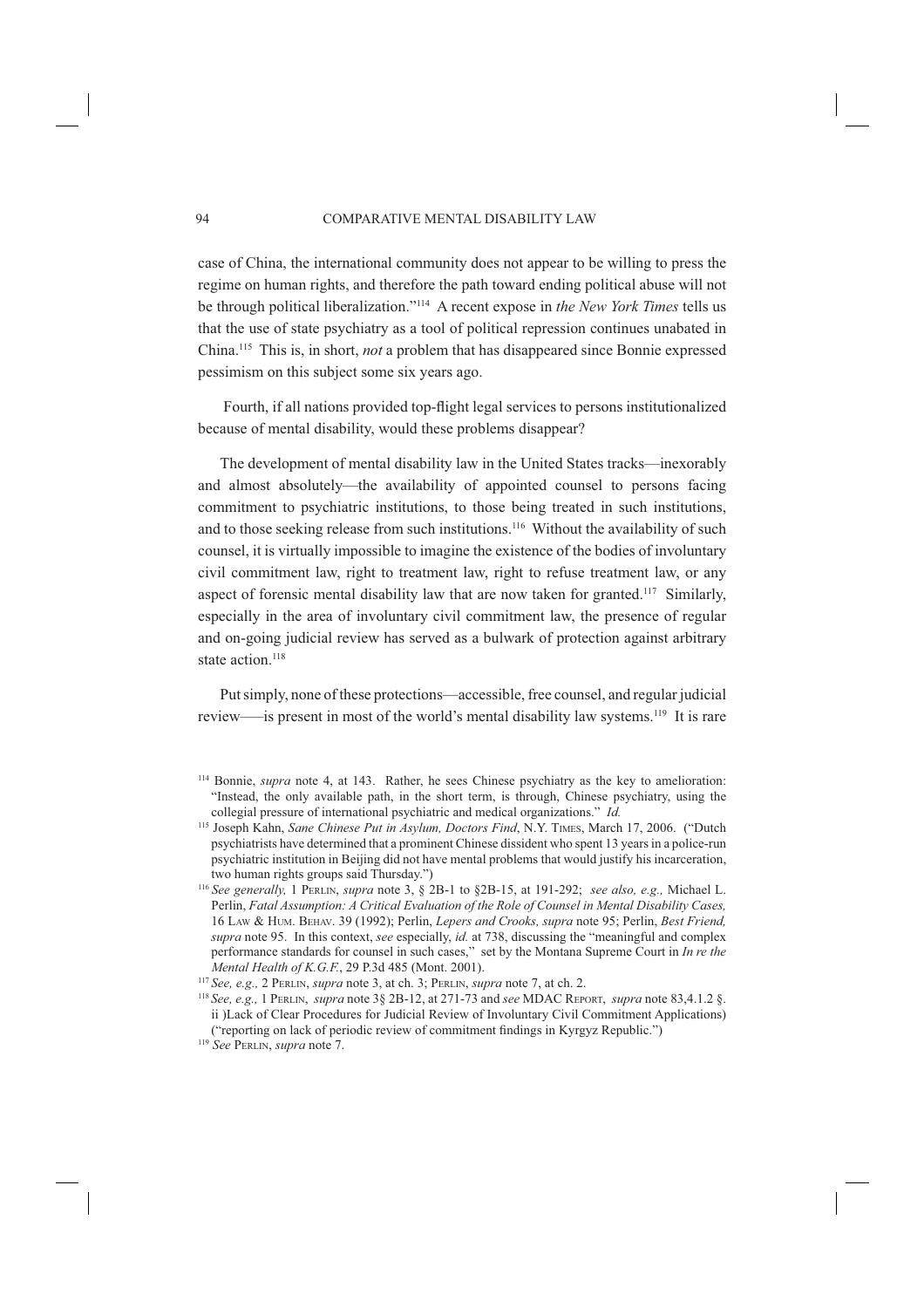case of China, the international community does not appear to be willing to press the regime on human rights, and therefore the path toward ending political abuse will not be through political liberalization."[114] A recent expose in *the New York Times* tells us that the use of state psychiatry as a tool of political repression continues unabated in China.[115] This is, in short, *not* a problem that has disappeared since Bonnie expressed pessimism on this subject some six years ago.

Fourth, if all nations provided top-flight legal services to persons institutionalized because of mental disability, would these problems disappear?

The development of mental disability law in the United States tracks—inexorably and almost absolutely—the availability of appointed counsel to persons facing commitment to psychiatric institutions, to those being treated in such institutions, and to those seeking release from such institutions.[116] Without the availability of such counsel, it is virtually impossible to imagine the existence of the bodies of involuntary civil commitment law, right to treatment law, right to refuse treatment law, or any aspect of forensic mental disability law that are now taken for granted.[117] Similarly, especially in the area of involuntary civil commitment law, the presence of regular and on-going judicial review has served as a bulwark of protection against arbitrary state action.[118]

Put simply, none of these protections—accessible, free counsel, and regular judicial review—–is present in most of the world's mental disability law systems.[119] It is rare

---

[114] Bonnie, *supra* note 4, at 143. Rather, he sees Chinese psychiatry as the key to amelioration: "Instead, the only available path, in the short term, is through, Chinese psychiatry, using the collegial pressure of international psychiatric and medical organizations." *Id.*

[115] Joseph Kahn, *Sane Chinese Put in Asylum, Doctors Find*, N.Y. Times, March 17, 2006. ("Dutch psychiatrists have determined that a prominent Chinese dissident who spent 13 years in a police-run psychiatric institution in Beijing did not have mental problems that would justify his incarceration, two human rights groups said Thursday.")

[116] *See generally,* 1 Perlin, *supra* note 3, § 2B-1 to §2B-15, at 191-292; *see also, e.g.,* Michael L. Perlin, *Fatal Assumption: A Critical Evaluation of the Role of Counsel in Mental Disability Cases,* 16 Law & Hum. Behav. 39 (1992); Perlin, *Lepers and Crooks, supra* note 95; Perlin, *Best Friend, supra* note 95. In this context, *see* especially, *id.* at 738, discussing the "meaningful and complex performance standards for counsel in such cases," set by the Montana Supreme Court in *In re the Mental Health of K.G.F.*, 29 P.3d 485 (Mont. 2001).

[117] *See, e.g.,* 2 Perlin, *supra* note 3, at ch. 3; Perlin, *supra* note 7, at ch. 2.

[118] *See, e.g.,* 1 Perlin, *supra* note 3§ 2B-12, at 271-73 and *see* MDAC Report, *supra* note 83,4.1.2 §. ii )Lack of Clear Procedures for Judicial Review of Involuntary Civil Commitment Applications) ("reporting on lack of periodic review of commitment findings in Kyrgyz Republic.")

[119] *See* Perlin, *supra* note 7.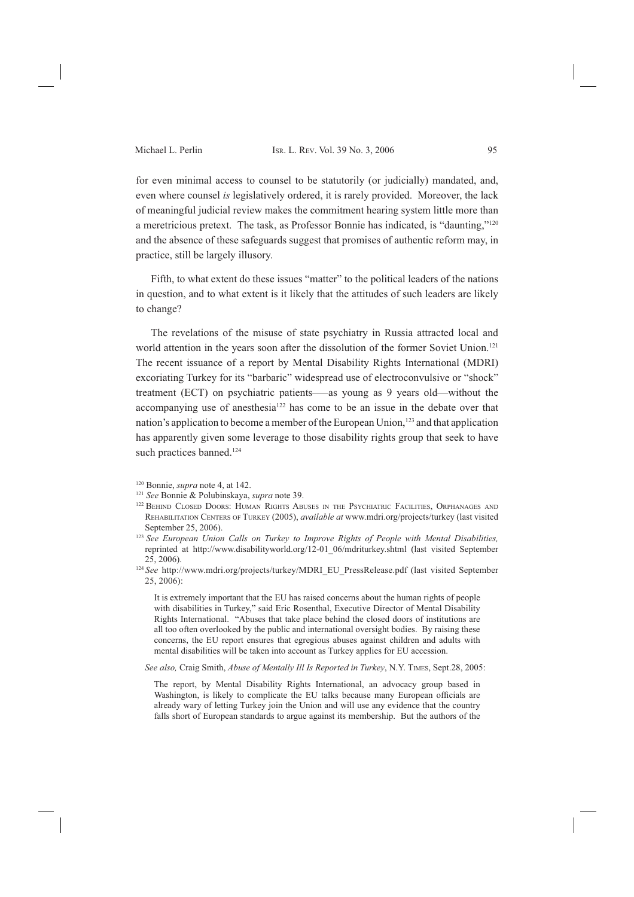for even minimal access to counsel to be statutorily (or judicially) mandated, and, even where counsel *is* legislatively ordered, it is rarely provided. Moreover, the lack of meaningful judicial review makes the commitment hearing system little more than a meretricious pretext. The task, as Professor Bonnie has indicated, is "daunting,"[120] and the absence of these safeguards suggest that promises of authentic reform may, in practice, still be largely illusory.

Fifth, to what extent do these issues "matter" to the political leaders of the nations in question, and to what extent is it likely that the attitudes of such leaders are likely to change?

The revelations of the misuse of state psychiatry in Russia attracted local and world attention in the years soon after the dissolution of the former Soviet Union.[121] The recent issuance of a report by Mental Disability Rights International (MDRI) excoriating Turkey for its "barbaric" widespread use of electroconvulsive or "shock" treatment (ECT) on psychiatric patients—–as young as 9 years old—without the accompanying use of anesthesia[122] has come to be an issue in the debate over that nation's application to become a member of the European Union,[123] and that application has apparently given some leverage to those disability rights group that seek to have such practices banned.[124]

---

[120] Bonnie, *supra* note 4, at 142.

[121] *See* Bonnie & Polubinskaya, *supra* note 39.

[122] Behind Closed Doors: Human Rights Abuses in the Psychiatric Facilities, Orphanages and Rehabilitation Centers of Turkey (2005), *available at* www.mdri.org/projects/turkey (last visited September 25, 2006).

[123] *See European Union Calls on Turkey to Improve Rights of People with Mental Disabilities,* reprinted at http://www.disabilityworld.org/12-01_06/mdriturkey.shtml (last visited September 25, 2006).

[124] *See* http://www.mdri.org/projects/turkey/MDRI_EU_PressRelease.pdf (last visited September 25, 2006):

> It is extremely important that the EU has raised concerns about the human rights of people with disabilities in Turkey," said Eric Rosenthal, Executive Director of Mental Disability Rights International. "Abuses that take place behind the closed doors of institutions are all too often overlooked by the public and international oversight bodies. By raising these concerns, the EU report ensures that egregious abuses against children and adults with mental disabilities will be taken into account as Turkey applies for EU accession.

*See also,* Craig Smith, *Abuse of Mentally Ill Is Reported in Turkey*, N.Y. Times, Sept.28, 2005:

> The report, by Mental Disability Rights International, an advocacy group based in Washington, is likely to complicate the EU talks because many European officials are already wary of letting Turkey join the Union and will use any evidence that the country falls short of European standards to argue against its membership. But the authors of the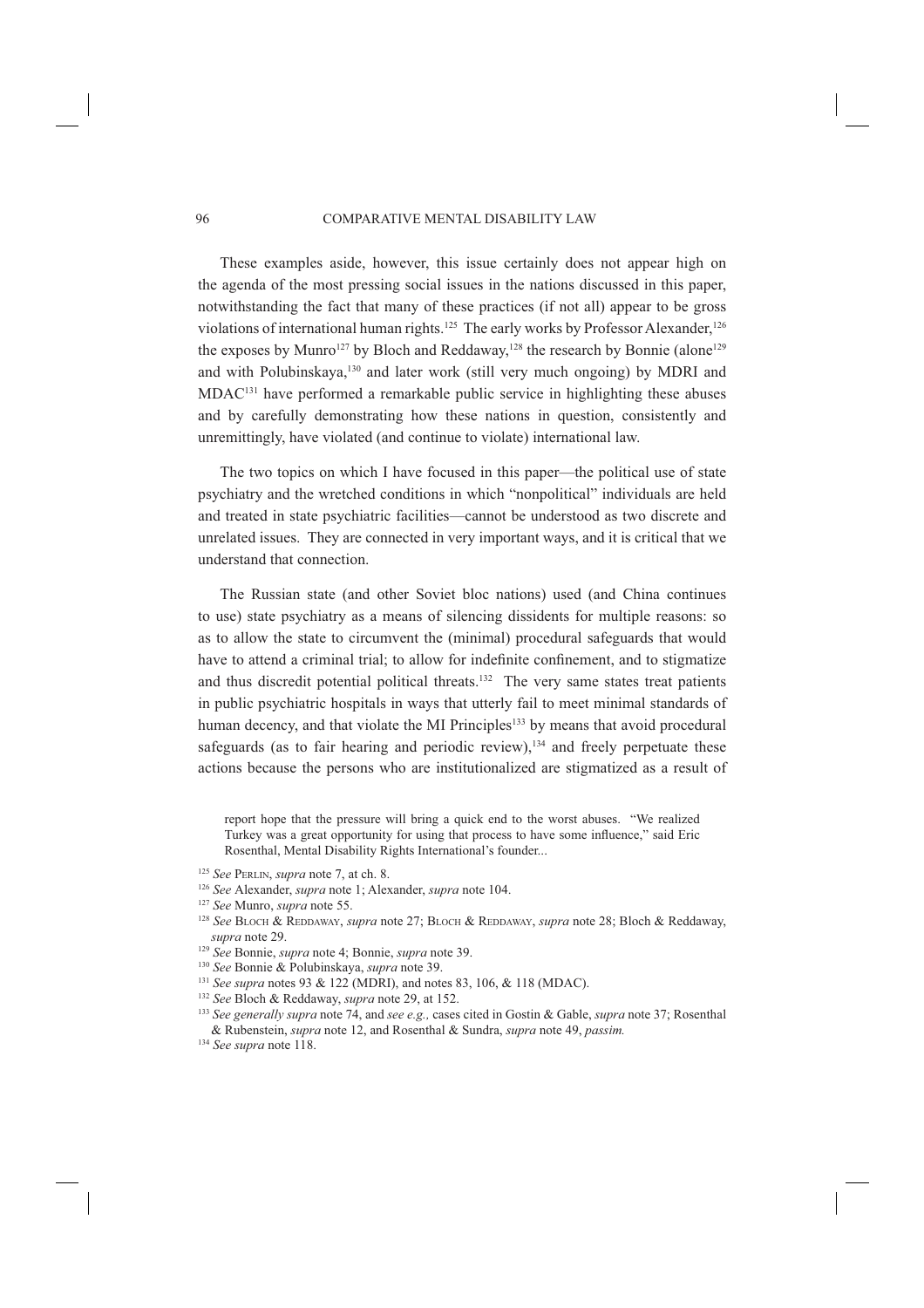These examples aside, however, this issue certainly does not appear high on the agenda of the most pressing social issues in the nations discussed in this paper, notwithstanding the fact that many of these practices (if not all) appear to be gross violations of international human rights.[125] The early works by Professor Alexander,[126] the exposes by Munro[127] by Bloch and Reddaway,[128] the research by Bonnie (alone[129] and with Polubinskaya,[130] and later work (still very much ongoing) by MDRI and MDAC[131] have performed a remarkable public service in highlighting these abuses and by carefully demonstrating how these nations in question, consistently and unremittingly, have violated (and continue to violate) international law.

The two topics on which I have focused in this paper—the political use of state psychiatry and the wretched conditions in which "nonpolitical" individuals are held and treated in state psychiatric facilities—cannot be understood as two discrete and unrelated issues. They are connected in very important ways, and it is critical that we understand that connection.

The Russian state (and other Soviet bloc nations) used (and China continues to use) state psychiatry as a means of silencing dissidents for multiple reasons: so as to allow the state to circumvent the (minimal) procedural safeguards that would have to attend a criminal trial; to allow for indefinite confinement, and to stigmatize and thus discredit potential political threats.[132] The very same states treat patients in public psychiatric hospitals in ways that utterly fail to meet minimal standards of human decency, and that violate the MI Principles[133] by means that avoid procedural safeguards (as to fair hearing and periodic review),[134] and freely perpetuate these actions because the persons who are institutionalized are stigmatized as a result of

report hope that the pressure will bring a quick end to the worst abuses. "We realized Turkey was a great opportunity for using that process to have some influence," said Eric Rosenthal, Mental Disability Rights International's founder...

[125] *See* Perlin, *supra* note 7, at ch. 8.

[126] *See* Alexander, *supra* note 1; Alexander, *supra* note 104.

[127] *See* Munro, *supra* note 55.

[128] *See* Bloch & Reddaway, *supra* note 27; Bloch & Reddaway, *supra* note 28; Bloch & Reddaway, *supra* note 29.

[129] *See* Bonnie, *supra* note 4; Bonnie, *supra* note 39.

[130] *See* Bonnie & Polubinskaya, *supra* note 39.

[131] *See supra* notes 93 & 122 (MDRI), and notes 83, 106, & 118 (MDAC).

[132] *See* Bloch & Reddaway, *supra* note 29, at 152.

[133] *See generally supra* note 74, and *see e.g.,* cases cited in Gostin & Gable, *supra* note 37; Rosenthal & Rubenstein, *supra* note 12, and Rosenthal & Sundra, *supra* note 49, *passim.*

[134] *See supra* note 118.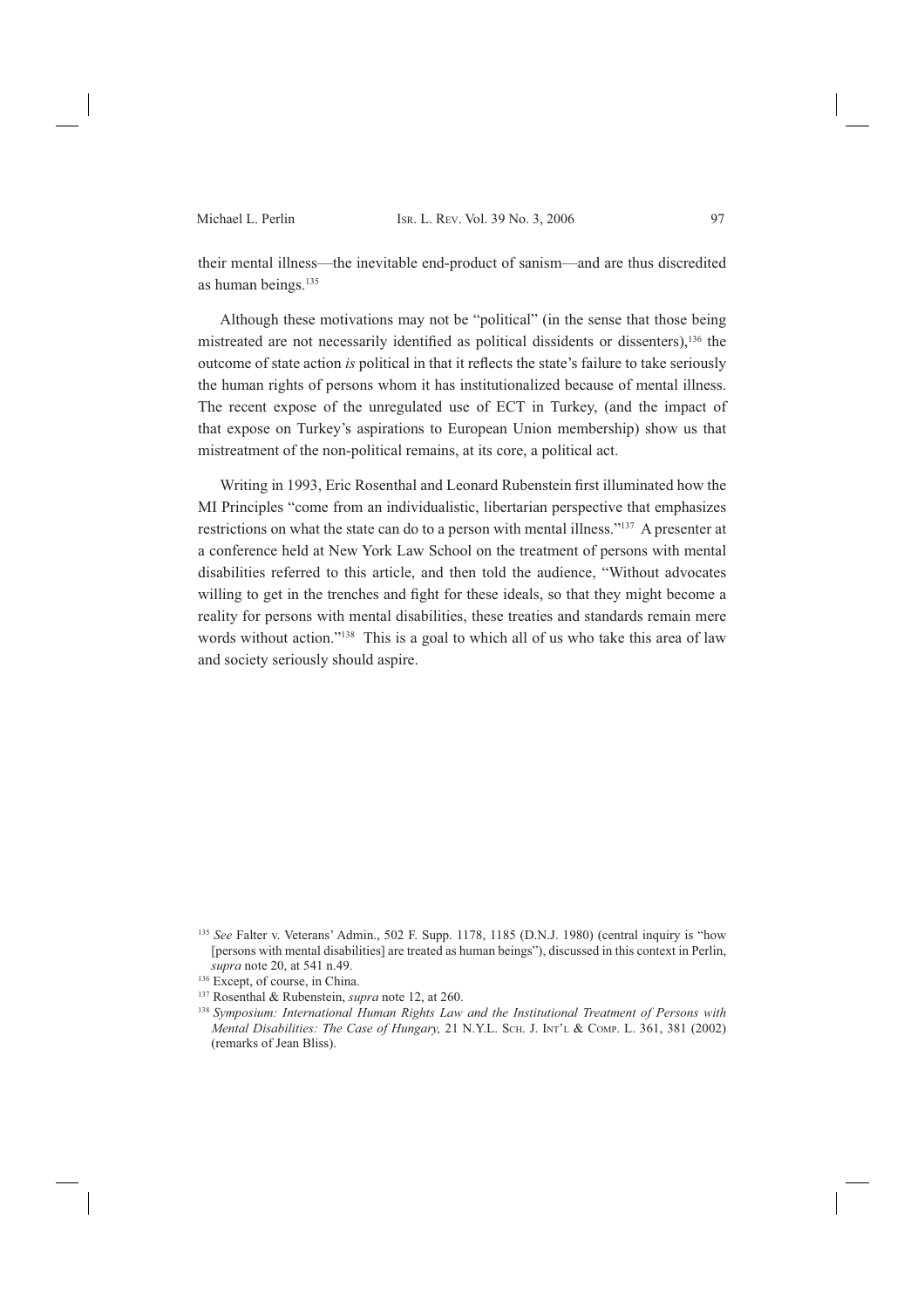their mental illness—the inevitable end-product of sanism—and are thus discredited as human beings.[135]

Although these motivations may not be "political" (in the sense that those being mistreated are not necessarily identified as political dissidents or dissenters),[136] the outcome of state action *is* political in that it reflects the state's failure to take seriously the human rights of persons whom it has institutionalized because of mental illness. The recent expose of the unregulated use of ECT in Turkey, (and the impact of that expose on Turkey's aspirations to European Union membership) show us that mistreatment of the non-political remains, at its core, a political act.

Writing in 1993, Eric Rosenthal and Leonard Rubenstein first illuminated how the MI Principles "come from an individualistic, libertarian perspective that emphasizes restrictions on what the state can do to a person with mental illness."[137] A presenter at a conference held at New York Law School on the treatment of persons with mental disabilities referred to this article, and then told the audience, "Without advocates willing to get in the trenches and fight for these ideals, so that they might become a reality for persons with mental disabilities, these treaties and standards remain mere words without action."[138] This is a goal to which all of us who take this area of law and society seriously should aspire.

---

[135] *See* Falter v. Veterans' Admin., 502 F. Supp. 1178, 1185 (D.N.J. 1980) (central inquiry is "how [persons with mental disabilities] are treated as human beings"), discussed in this context in Perlin, *supra* note 20, at 541 n.49.

[136] Except, of course, in China.

[137] Rosenthal & Rubenstein, *supra* note 12, at 260.

[138] *Symposium: International Human Rights Law and the Institutional Treatment of Persons with Mental Disabilities: The Case of Hungary,* 21 N.Y.L. Sch. J. Int'l & Comp. L. 361, 381 (2002) (remarks of Jean Bliss).